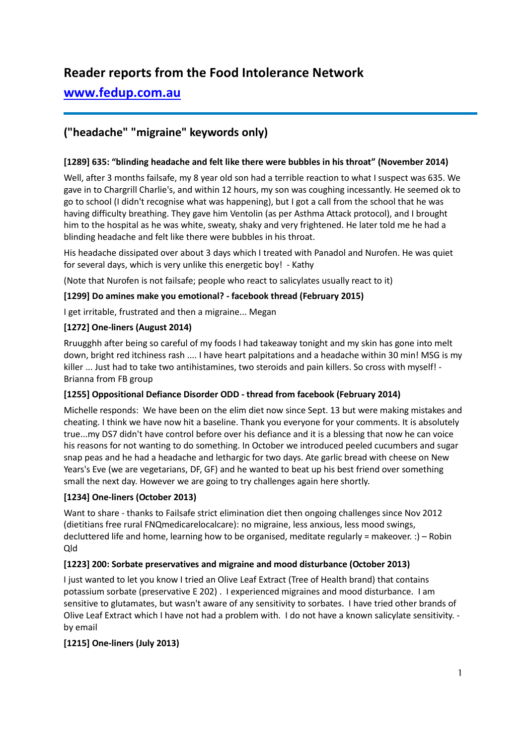# Reader reports from the Food Intolerance Network

## [www.fedup.com.au](http://www.fedup.com.au)

## ("headache" "migraine" keywords only)

#### [1289] 635: "blinding headache and felt like there were bubbles in his throat" (November 2014)

Well, after 3 months failsafe, my 8 year old son had a terrible reaction to what I suspect was 635. We gave in to Chargrill Charlie's, and within 12 hours, my son was coughing incessantly. He seemed ok to go to school (I didn't recognise what was happening), but I got a call from the school that he was having difficulty breathing. They gave him Ventolin (as per Asthma Attack protocol), and I brought him to the hospital as he was white, sweaty, shaky and very frightened. He later told me he had a blinding headache and felt like there were bubbles in his throat.

His headache dissipated over about 3 days which I treated with Panadol and Nurofen. He was quiet for several days, which is very unlike this energetic boy! - Kathy

(Note that Nurofen is not failsafe; people who react to salicylates usually react to it)

#### [1299] Do amines make you emotional? - facebook thread (February 2015)

I get irritable, frustrated and then a migraine... Megan

#### [1272] One-liners (August 2014)

Ruugghh after being so careful of my foods I had takeaway tonight and my skin has gone into melt down, bright red itchiness rash .... I have heart palpitations and a headache within 30 min! MSG is my killer ... Just had to take two antihistamines, two steroids and pain killers. So cross with myself! - Brianna from FB group

#### [1255] Oppositional Defiance Disorder ODD - thread from facebook (February 2014)

Michelle responds: We have been on the elim diet now since Sept. 13 but were making mistakes and cheating. I think we have now hit a baseline. Thank you everyone for your comments. It is absolutely true...my DS7 didn't have control before over his defiance and it is a blessing that now he can voice his reasons for not wanting to do something. In October we introduced peeled cucumbers and sugar snap peas and he had a headache and lethargic for two days. Ate garlic bread with cheese on New Years's Eve (we are vegetarians, DF, GF) and he wanted to beat up his best friend over something small the next day. However we are going to try challenges again here shortly.

#### [1234] One-liners (October 2013)

Want to share - thanks to Failsafe strict elimination diet then ongoing challenges since Nov 2012 (dietitians free rural FNQmedicarelocalcare): no migraine, less anxious, less mood swings, decluttered life and home, learning how to be organised, meditate regularly = makeover. :) – Robin Qld

#### [1223] 200: Sorbate preservatives and migraine and mood disturbance (October 2013)

I just wanted to let you know I tried an Olive Leaf Extract (Tree of Health brand) that contains potassium sorbate (preservative E 202) . I experienced migraines and mood disturbance. I am sensitive to glutamates, but wasn't aware of any sensitivity to sorbates. I have tried other brands of Olive Leaf Extract which I have not had a problem with. I do not have a known salicylate sensitivity. - by email

#### [1215] One-liners (July 2013)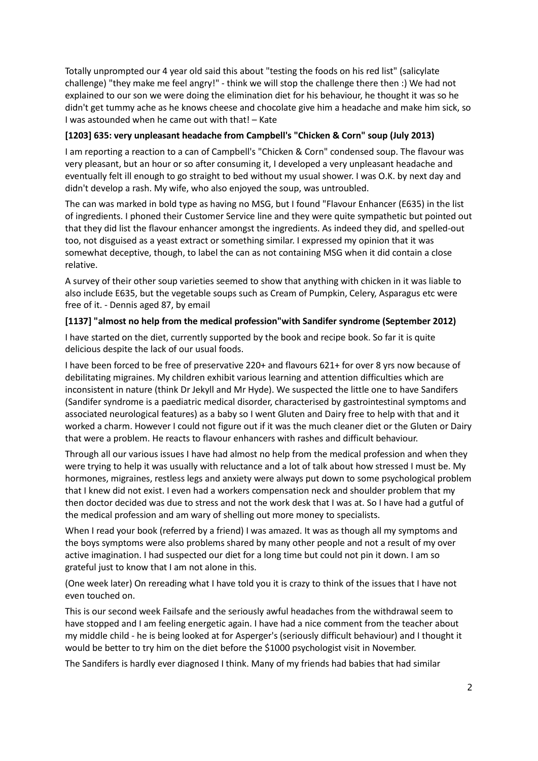Totally unprompted our 4 year old said this about "testing the foods on his red list" (salicylate challenge) "they make me feel angry!" - think we will stop the challenge there then :) We had not explained to our son we were doing the elimination diet for his behaviour, he thought it was so he didn't get tummy ache as he knows cheese and chocolate give him a headache and make him sick, so I was astounded when he came out with that! – Kate

**[1203] 635: very unpleasant headache from Campbell's "Chicken & Corn" soup (July 2013)**

I am reporting a reaction to a can of Campbell's "Chicken & Corn" condensed soup. The flavour was very pleasant, but an hour or so after consuming it, I developed a very unpleasant headache and eventually felt ill enough to go straight to bed without my usual shower. I was O.K. by next day and didn't develop a rash. My wife, who also enjoyed the soup, was untroubled.

The can was marked in bold type as having no MSG, but I found "Flavour Enhancer (E635) in the list of ingredients. I phoned their Customer Service line and they were quite sympathetic but pointed out that they did list the flavour enhancer amongst the ingredients. As indeed they did, and spelled-out too, not disguised as a yeast extract or something similar. I expressed my opinion that it was somewhat deceptive, though, to label the can as not containing MSG when it did contain a close relative.

A survey of their other soup varieties seemed to show that anything with chicken in it was liable to also include E635, but the vegetable soups such as Cream of Pumpkin, Celery, Asparagus etc were free of it. - Dennis aged 87, by email

**[1137] "almost no help from the medical profession"with Sandifer syndrome (September 2012)**

I have started on the diet, currently supported by the book and recipe book. So far it is quite delicious despite the lack of our usual foods.

I have been forced to be free of preservative 220+ and flavours 621+ for over 8 yrs now because of debilitating migraines. My children exhibit various learning and attention difficulties which are inconsistent in nature (think Dr Jekyll and Mr Hyde). We suspected the little one to have Sandifers (Sandifer syndrome is a paediatric medical disorder, characterised by gastrointestinal symptoms and associated neurological features) as a baby so I went Gluten and Dairy free to help with that and it worked a charm. However I could not figure out if it was the much cleaner diet or the Gluten or Dairy that were a problem. He reacts to flavour enhancers with rashes and difficult behaviour.

Through all our various issues I have had almost no help from the medical profession and when they were trying to help it was usually with reluctance and a lot of talk about how stressed I must be. My hormones, migraines, restless legs and anxiety were always put down to some psychological problem that I knew did not exist. I even had a workers compensation neck and shoulder problem that my then doctor decided was due to stress and not the work desk that I was at. So I have had a gutful of the medical profession and am wary of shelling out more money to specialists.

When I read your book (referred by a friend) I was amazed. It was as though all my symptoms and the boys symptoms were also problems shared by many other people and not a result of my over active imagination. I had suspected our diet for a long time but could not pin it down. I am so grateful just to know that I am not alone in this.

(One week later) On rereading what I have told you it is crazy to think of the issues that I have not even touched on.

This is our second week Failsafe and the seriously awful headaches from the withdrawal seem to have stopped and I am feeling energetic again. I have had a nice comment from the teacher about my middle child - he is being looked at for Asperger's (seriously difficult behaviour) and I thought it would be better to try him on the diet before the $1000 psychologist visit in November.

The Sandifers is hardly ever diagnosed I think. Many of my friends had babies that had similar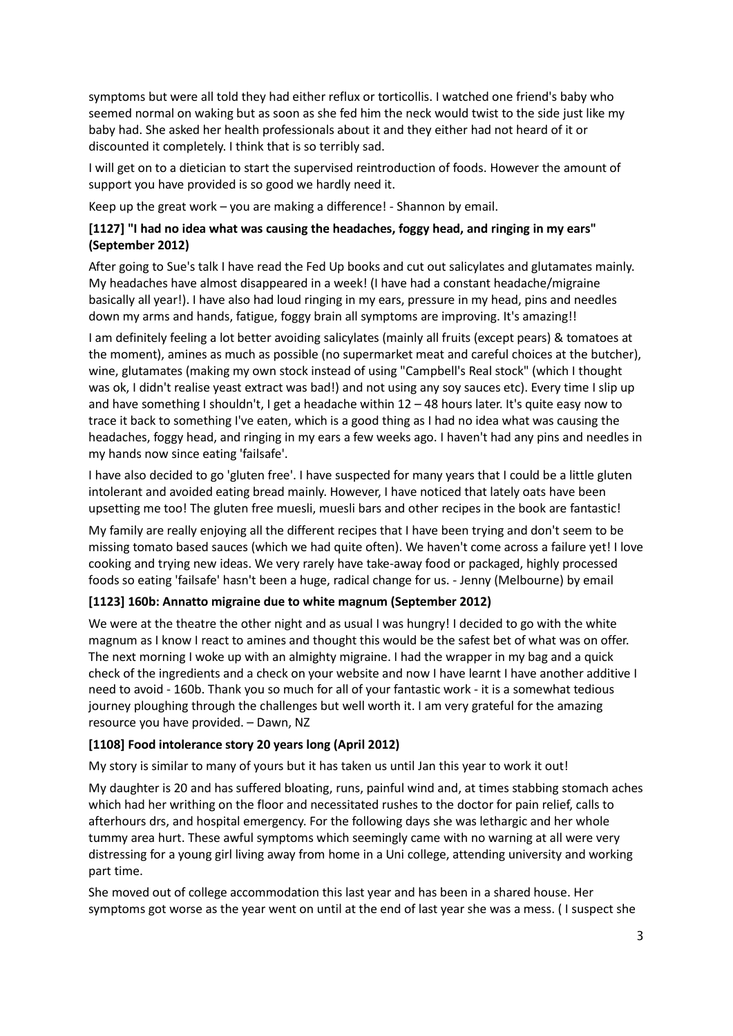symptoms but were all told they had either reflux or torticollis. I watched one friend's baby who seemed normal on waking but as soon as she fed him the neck would twist to the side just like my baby had. She asked her health professionals about it and they either had not heard of it or discounted it completely. I think that is so terribly sad.

I will get on to a dietician to start the supervised reintroduction of foods. However the amount of support you have provided is so good we hardly need it.

Keep up the great work – you are making a difference! - Shannon by email.

### [1127] "I had no idea what was causing the headaches, foggy head, and ringing in my ears" (September 2012)

After going to Sue's talk I have read the Fed Up books and cut out salicylates and glutamates mainly. My headaches have almost disappeared in a week! (I have had a constant headache/migraine basically all year!). I have also had loud ringing in my ears, pressure in my head, pins and needles down my arms and hands, fatigue, foggy brain all symptoms are improving. It's amazing!!

I am definitely feeling a lot better avoiding salicylates (mainly all fruits (except pears) & tomatoes at the moment), amines as much as possible (no supermarket meat and careful choices at the butcher), wine, glutamates (making my own stock instead of using "Campbell's Real stock" (which I thought was ok, I didn't realise yeast extract was bad!) and not using any soy sauces etc). Every time I slip up and have something I shouldn't, I get a headache within 12 – 48 hours later. It's quite easy now to trace it back to something I've eaten, which is a good thing as I had no idea what was causing the headaches, foggy head, and ringing in my ears a few weeks ago. I haven't had any pins and needles in my hands now since eating 'failsafe'.

I have also decided to go 'gluten free'. I have suspected for many years that I could be a little gluten intolerant and avoided eating bread mainly. However, I have noticed that lately oats have been upsetting me too! The gluten free muesli, muesli bars and other recipes in the book are fantastic!

My family are really enjoying all the different recipes that I have been trying and don't seem to be missing tomato based sauces (which we had quite often). We haven't come across a failure yet! I love cooking and trying new ideas. We very rarely have take-away food or packaged, highly processed foods so eating 'failsafe' hasn't been a huge, radical change for us. - Jenny (Melbourne) by email

### [1123] 160b: Annatto migraine due to white magnum (September 2012)

We were at the theatre the other night and as usual I was hungry! I decided to go with the white magnum as I know I react to amines and thought this would be the safest bet of what was on offer. The next morning I woke up with an almighty migraine. I had the wrapper in my bag and a quick check of the ingredients and a check on your website and now I have learnt I have another additive I need to avoid - 160b. Thank you so much for all of your fantastic work - it is a somewhat tedious journey ploughing through the challenges but well worth it. I am very grateful for the amazing resource you have provided. – Dawn, NZ

### [1108] Food intolerance story 20 years long (April 2012)

My story is similar to many of yours but it has taken us until Jan this year to work it out!

My daughter is 20 and has suffered bloating, runs, painful wind and, at times stabbing stomach aches which had her writhing on the floor and necessitated rushes to the doctor for pain relief, calls to afterhours drs, and hospital emergency. For the following days she was lethargic and her whole tummy area hurt. These awful symptoms which seemingly came with no warning at all were very distressing for a young girl living away from home in a Uni college, attending university and working part time.

She moved out of college accommodation this last year and has been in a shared house. Her symptoms got worse as the year went on until at the end of last year she was a mess. ( I suspect she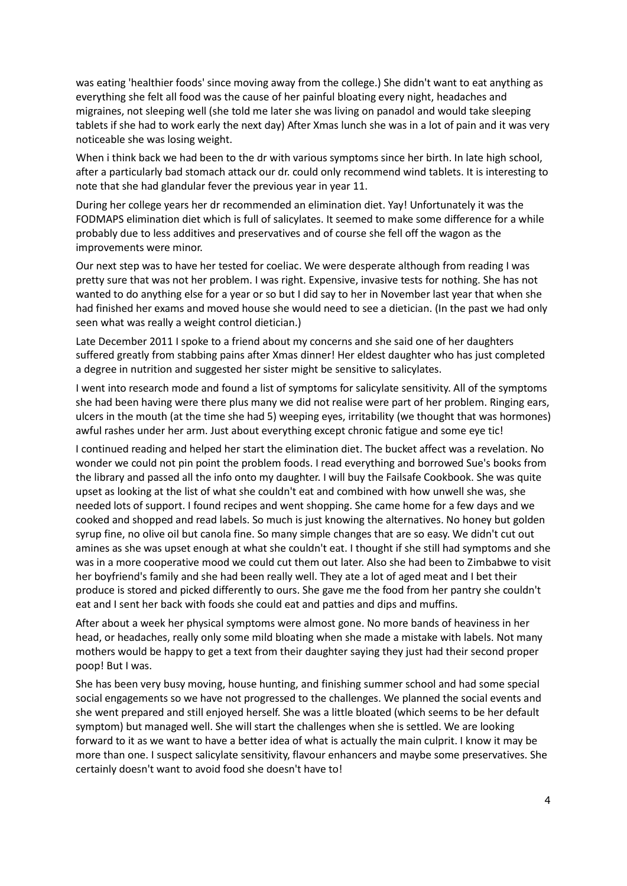was eating 'healthier foods' since moving away from the college.) She didn't want to eat anything as everything she felt all food was the cause of her painful bloating every night, headaches and migraines, not sleeping well (she told me later she was living on panadol and would take sleeping tablets if she had to work early the next day) After Xmas lunch she was in a lot of pain and it was very noticeable she was losing weight.

When i think back we had been to the dr with various symptoms since her birth. In late high school, after a particularly bad stomach attack our dr. could only recommend wind tablets. It is interesting to note that she had glandular fever the previous year in year 11.

During her college years her dr recommended an elimination diet. Yay! Unfortunately it was the FODMAPS elimination diet which is full of salicylates. It seemed to make some difference for a while probably due to less additives and preservatives and of course she fell off the wagon as the improvements were minor.

Our next step was to have her tested for coeliac. We were desperate although from reading I was pretty sure that was not her problem. I was right. Expensive, invasive tests for nothing. She has not wanted to do anything else for a year or so but I did say to her in November last year that when she had finished her exams and moved house she would need to see a dietician. (In the past we had only seen what was really a weight control dietician.)

Late December 2011 I spoke to a friend about my concerns and she said one of her daughters suffered greatly from stabbing pains after Xmas dinner! Her eldest daughter who has just completed a degree in nutrition and suggested her sister might be sensitive to salicylates.

I went into research mode and found a list of symptoms for salicylate sensitivity. All of the symptoms she had been having were there plus many we did not realise were part of her problem. Ringing ears, ulcers in the mouth (at the time she had 5) weeping eyes, irritability (we thought that was hormones) awful rashes under her arm. Just about everything except chronic fatigue and some eye tic!

I continued reading and helped her start the elimination diet. The bucket affect was a revelation. No wonder we could not pin point the problem foods. I read everything and borrowed Sue's books from the library and passed all the info onto my daughter. I will buy the Failsafe Cookbook. She was quite upset as looking at the list of what she couldn't eat and combined with how unwell she was, she needed lots of support. I found recipes and went shopping. She came home for a few days and we cooked and shopped and read labels. So much is just knowing the alternatives. No honey but golden syrup fine, no olive oil but canola fine. So many simple changes that are so easy. We didn't cut out amines as she was upset enough at what she couldn't eat. I thought if she still had symptoms and she was in a more cooperative mood we could cut them out later. Also she had been to Zimbabwe to visit her boyfriend's family and she had been really well. They ate a lot of aged meat and I bet their produce is stored and picked differently to ours. She gave me the food from her pantry she couldn't eat and I sent her back with foods she could eat and patties and dips and muffins.

After about a week her physical symptoms were almost gone. No more bands of heaviness in her head, or headaches, really only some mild bloating when she made a mistake with labels. Not many mothers would be happy to get a text from their daughter saying they just had their second proper poop! But I was.

She has been very busy moving, house hunting, and finishing summer school and had some special social engagements so we have not progressed to the challenges. We planned the social events and she went prepared and still enjoyed herself. She was a little bloated (which seems to be her default symptom) but managed well. She will start the challenges when she is settled. We are looking forward to it as we want to have a better idea of what is actually the main culprit. I know it may be more than one. I suspect salicylate sensitivity, flavour enhancers and maybe some preservatives. She certainly doesn't want to avoid food she doesn't have to!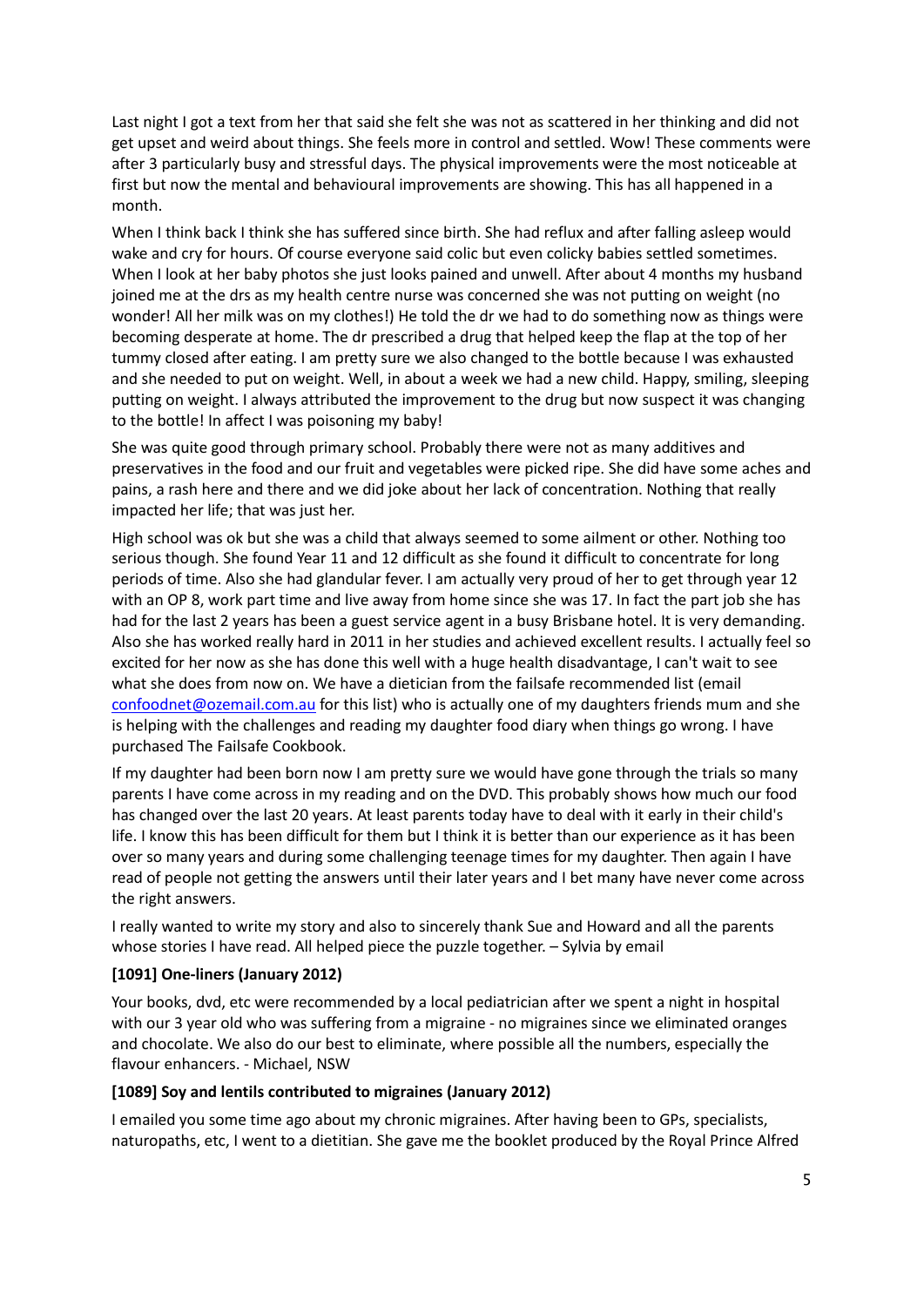Last night I got a text from her that said she felt she was not as scattered in her thinking and did not get upset and weird about things. She feels more in control and settled. Wow! These comments were after 3 particularly busy and stressful days. The physical improvements were the most noticeable at first but now the mental and behavioural improvements are showing. This has all happened in a month.

When I think back I think she has suffered since birth. She had reflux and after falling asleep would wake and cry for hours. Of course everyone said colic but even colicky babies settled sometimes. When I look at her baby photos she just looks pained and unwell. After about 4 months my husband joined me at the drs as my health centre nurse was concerned she was not putting on weight (no wonder! All her milk was on my clothes!) He told the dr we had to do something now as things were becoming desperate at home. The dr prescribed a drug that helped keep the flap at the top of her tummy closed after eating. I am pretty sure we also changed to the bottle because I was exhausted and she needed to put on weight. Well, in about a week we had a new child. Happy, smiling, sleeping putting on weight. I always attributed the improvement to the drug but now suspect it was changing to the bottle! In affect I was poisoning my baby!

She was quite good through primary school. Probably there were not as many additives and preservatives in the food and our fruit and vegetables were picked ripe. She did have some aches and pains, a rash here and there and we did joke about her lack of concentration. Nothing that really impacted her life; that was just her.

High school was ok but she was a child that always seemed to some ailment or other. Nothing too serious though. She found Year 11 and 12 difficult as she found it difficult to concentrate for long periods of time. Also she had glandular fever. I am actually very proud of her to get through year 12 with an OP 8, work part time and live away from home since she was 17. In fact the part job she has had for the last 2 years has been a guest service agent in a busy Brisbane hotel. It is very demanding. Also she has worked really hard in 2011 in her studies and achieved excellent results. I actually feel so excited for her now as she has done this well with a huge health disadvantage, I can't wait to see what she does from now on. We have a dietician from the failsafe recommended list (email confoodnet@ozemail.com.au for this list) who is actually one of my daughters friends mum and she is helping with the challenges and reading my daughter food diary when things go wrong. I have purchased The Failsafe Cookbook.

If my daughter had been born now I am pretty sure we would have gone through the trials so many parents I have come across in my reading and on the DVD. This probably shows how much our food has changed over the last 20 years. At least parents today have to deal with it early in their child's life. I know this has been difficult for them but I think it is better than our experience as it has been over so many years and during some challenging teenage times for my daughter. Then again I have read of people not getting the answers until their later years and I bet many have never come across the right answers.

I really wanted to write my story and also to sincerely thank Sue and Howard and all the parents whose stories I have read. All helped piece the puzzle together. – Sylvia by email

### [1091] One-liners (January 2012)

Your books, dvd, etc were recommended by a local pediatrician after we spent a night in hospital with our 3 year old who was suffering from a migraine - no migraines since we eliminated oranges and chocolate. We also do our best to eliminate, where possible all the numbers, especially the flavour enhancers. - Michael, NSW

### [1089] Soy and lentils contributed to migraines (January 2012)

I emailed you some time ago about my chronic migraines. After having been to GPs, specialists, naturopaths, etc, I went to a dietitian. She gave me the booklet produced by the Royal Prince Alfred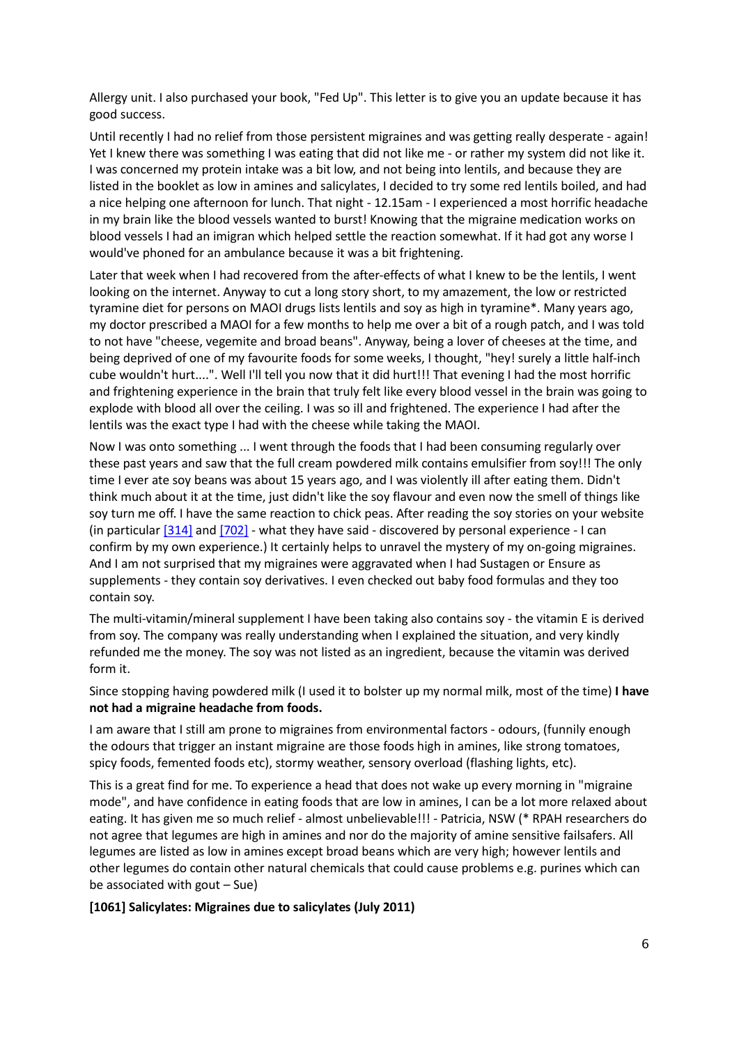Allergy unit. I also purchased your book, "Fed Up". This letter is to give you an update because it has good success.

Until recently I had no relief from those persistent migraines and was getting really desperate - again! Yet I knew there was something I was eating that did not like me - or rather my system did not like it. I was concerned my protein intake was a bit low, and not being into lentils, and because they are listed in the booklet as low in amines and salicylates, I decided to try some red lentils boiled, and had a nice helping one afternoon for lunch. That night - 12.15am - I experienced a most horrific headache in my brain like the blood vessels wanted to burst! Knowing that the migraine medication works on blood vessels I had an imigran which helped settle the reaction somewhat. If it had got any worse I would've phoned for an ambulance because it was a bit frightening.

Later that week when I had recovered from the after-effects of what I knew to be the lentils, I went looking on the internet. Anyway to cut a long story short, to my amazement, the low or restricted tyramine diet for persons on MAOI drugs lists lentils and soy as high in tyramine*. Many years ago, my doctor prescribed a MAOI for a few months to help me over a bit of a rough patch, and I was told to not have "cheese, vegemite and broad beans". Anyway, being a lover of cheeses at the time, and being deprived of one of my favourite foods for some weeks, I thought, "hey! surely a little half-inch cube wouldn't hurt....". Well I'll tell you now that it did hurt!!! That evening I had the most horrific and frightening experience in the brain that truly felt like every blood vessel in the brain was going to explode with blood all over the ceiling. I was so ill and frightened. The experience I had after the lentils was the exact type I had with the cheese while taking the MAOI.

Now I was onto something ... I went through the foods that I had been consuming regularly over these past years and saw that the full cream powdered milk contains emulsifier from soy!!! The only time I ever ate soy beans was about 15 years ago, and I was violently ill after eating them. Didn't think much about it at the time, just didn't like the soy flavour and even now the smell of things like soy turn me off. I have the same reaction to chick peas. After reading the soy stories on your website (in particular [314] and [702] - what they have said - discovered by personal experience - I can confirm by my own experience.) It certainly helps to unravel the mystery of my on-going migraines. And I am not surprised that my migraines were aggravated when I had Sustagen or Ensure as supplements - they contain soy derivatives. I even checked out baby food formulas and they too contain soy.

The multi-vitamin/mineral supplement I have been taking also contains soy - the vitamin E is derived from soy. The company was really understanding when I explained the situation, and very kindly refunded me the money. The soy was not listed as an ingredient, because the vitamin was derived form it.

Since stopping having powdered milk (I used it to bolster up my normal milk, most of the time) **I have not had a migraine headache from foods.**

I am aware that I still am prone to migraines from environmental factors - odours, (funnily enough the odours that trigger an instant migraine are those foods high in amines, like strong tomatoes, spicy foods, femented foods etc), stormy weather, sensory overload (flashing lights, etc).

This is a great find for me. To experience a head that does not wake up every morning in "migraine mode", and have confidence in eating foods that are low in amines, I can be a lot more relaxed about eating. It has given me so much relief - almost unbelievable!!! - Patricia, NSW (* RPAH researchers do not agree that legumes are high in amines and nor do the majority of amine sensitive failsafers. All legumes are listed as low in amines except broad beans which are very high; however lentils and other legumes do contain other natural chemicals that could cause problems e.g. purines which can be associated with gout – Sue)

**[1061] Salicylates: Migraines due to salicylates (July 2011)**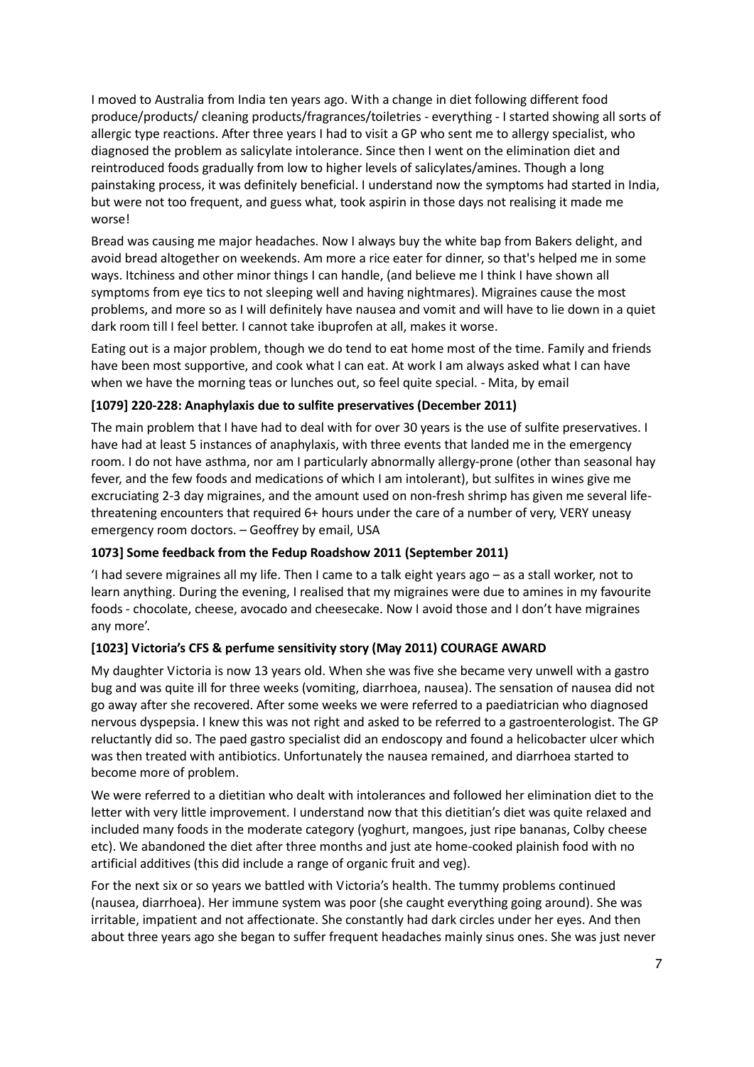I moved to Australia from India ten years ago. With a change in diet following different food produce/products/ cleaning products/fragrances/toiletries - everything - I started showing all sorts of allergic type reactions. After three years I had to visit a GP who sent me to allergy specialist, who diagnosed the problem as salicylate intolerance. Since then I went on the elimination diet and reintroduced foods gradually from low to higher levels of salicylates/amines. Though a long painstaking process, it was definitely beneficial. I understand now the symptoms had started in India, but were not too frequent, and guess what, took aspirin in those days not realising it made me worse!

Bread was causing me major headaches. Now I always buy the white bap from Bakers delight, and avoid bread altogether on weekends. Am more a rice eater for dinner, so that's helped me in some ways. Itchiness and other minor things I can handle, (and believe me I think I have shown all symptoms from eye tics to not sleeping well and having nightmares). Migraines cause the most problems, and more so as I will definitely have nausea and vomit and will have to lie down in a quiet dark room till I feel better. I cannot take ibuprofen at all, makes it worse.

Eating out is a major problem, though we do tend to eat home most of the time. Family and friends have been most supportive, and cook what I can eat. At work I am always asked what I can have when we have the morning teas or lunches out, so feel quite special. - Mita, by email

### [1079] 220-228: Anaphylaxis due to sulfite preservatives (December 2011)

The main problem that I have had to deal with for over 30 years is the use of sulfite preservatives. I have had at least 5 instances of anaphylaxis, with three events that landed me in the emergency room. I do not have asthma, nor am I particularly abnormally allergy-prone (other than seasonal hay fever, and the few foods and medications of which I am intolerant), but sulfites in wines give me excruciating 2-3 day migraines, and the amount used on non-fresh shrimp has given me several life-threatening encounters that required 6+ hours under the care of a number of very, VERY uneasy emergency room doctors. – Geoffrey by email, USA

### 1073] Some feedback from the Fedup Roadshow 2011 (September 2011)

'I had severe migraines all my life. Then I came to a talk eight years ago – as a stall worker, not to learn anything. During the evening, I realised that my migraines were due to amines in my favourite foods - chocolate, cheese, avocado and cheesecake. Now I avoid those and I don't have migraines any more'.

### [1023] Victoria's CFS & perfume sensitivity story (May 2011) COURAGE AWARD

My daughter Victoria is now 13 years old. When she was five she became very unwell with a gastro bug and was quite ill for three weeks (vomiting, diarrhoea, nausea). The sensation of nausea did not go away after she recovered. After some weeks we were referred to a paediatrician who diagnosed nervous dyspepsia. I knew this was not right and asked to be referred to a gastroenterologist. The GP reluctantly did so. The paed gastro specialist did an endoscopy and found a helicobacter ulcer which was then treated with antibiotics. Unfortunately the nausea remained, and diarrhoea started to become more of problem.

We were referred to a dietitian who dealt with intolerances and followed her elimination diet to the letter with very little improvement. I understand now that this dietitian's diet was quite relaxed and included many foods in the moderate category (yoghurt, mangoes, just ripe bananas, Colby cheese etc). We abandoned the diet after three months and just ate home-cooked plainish food with no artificial additives (this did include a range of organic fruit and veg).

For the next six or so years we battled with Victoria's health. The tummy problems continued (nausea, diarrhoea). Her immune system was poor (she caught everything going around). She was irritable, impatient and not affectionate. She constantly had dark circles under her eyes. And then about three years ago she began to suffer frequent headaches mainly sinus ones. She was just never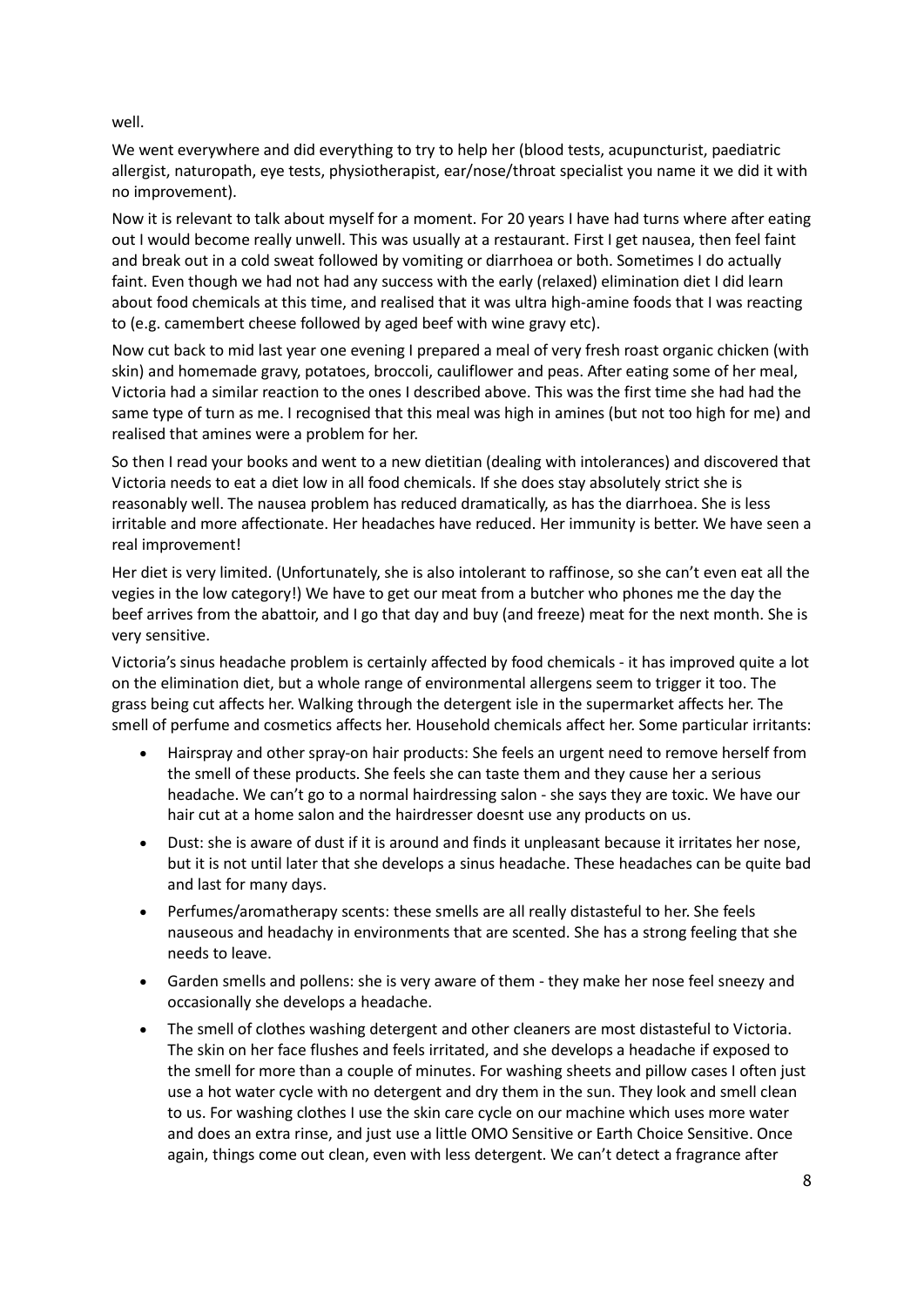well.

We went everywhere and did everything to try to help her (blood tests, acupuncturist, paediatric allergist, naturopath, eye tests, physiotherapist, ear/nose/throat specialist you name it we did it with no improvement).

Now it is relevant to talk about myself for a moment. For 20 years I have had turns where after eating out I would become really unwell. This was usually at a restaurant. First I get nausea, then feel faint and break out in a cold sweat followed by vomiting or diarrhoea or both. Sometimes I do actually faint. Even though we had not had any success with the early (relaxed) elimination diet I did learn about food chemicals at this time, and realised that it was ultra high-amine foods that I was reacting to (e.g. camembert cheese followed by aged beef with wine gravy etc).

Now cut back to mid last year one evening I prepared a meal of very fresh roast organic chicken (with skin) and homemade gravy, potatoes, broccoli, cauliflower and peas. After eating some of her meal, Victoria had a similar reaction to the ones I described above. This was the first time she had had the same type of turn as me. I recognised that this meal was high in amines (but not too high for me) and realised that amines were a problem for her.

So then I read your books and went to a new dietitian (dealing with intolerances) and discovered that Victoria needs to eat a diet low in all food chemicals. If she does stay absolutely strict she is reasonably well. The nausea problem has reduced dramatically, as has the diarrhoea. She is less irritable and more affectionate. Her headaches have reduced. Her immunity is better. We have seen a real improvement!

Her diet is very limited. (Unfortunately, she is also intolerant to raffinose, so she can't even eat all the vegies in the low category!) We have to get our meat from a butcher who phones me the day the beef arrives from the abattoir, and I go that day and buy (and freeze) meat for the next month. She is very sensitive.

Victoria's sinus headache problem is certainly affected by food chemicals - it has improved quite a lot on the elimination diet, but a whole range of environmental allergens seem to trigger it too. The grass being cut affects her. Walking through the detergent isle in the supermarket affects her. The smell of perfume and cosmetics affects her. Household chemicals affect her. Some particular irritants:

- Hairspray and other spray-on hair products: She feels an urgent need to remove herself from the smell of these products. She feels she can taste them and they cause her a serious headache. We can't go to a normal hairdressing salon - she says they are toxic. We have our hair cut at a home salon and the hairdresser doesnt use any products on us.
- Dust: she is aware of dust if it is around and finds it unpleasant because it irritates her nose, but it is not until later that she develops a sinus headache. These headaches can be quite bad and last for many days.
- Perfumes/aromatherapy scents: these smells are all really distasteful to her. She feels nauseous and headachy in environments that are scented. She has a strong feeling that she needs to leave.
- Garden smells and pollens: she is very aware of them - they make her nose feel sneezy and occasionally she develops a headache.
- The smell of clothes washing detergent and other cleaners are most distasteful to Victoria. The skin on her face flushes and feels irritated, and she develops a headache if exposed to the smell for more than a couple of minutes. For washing sheets and pillow cases I often just use a hot water cycle with no detergent and dry them in the sun. They look and smell clean to us. For washing clothes I use the skin care cycle on our machine which uses more water and does an extra rinse, and just use a little OMO Sensitive or Earth Choice Sensitive. Once again, things come out clean, even with less detergent. We can't detect a fragrance after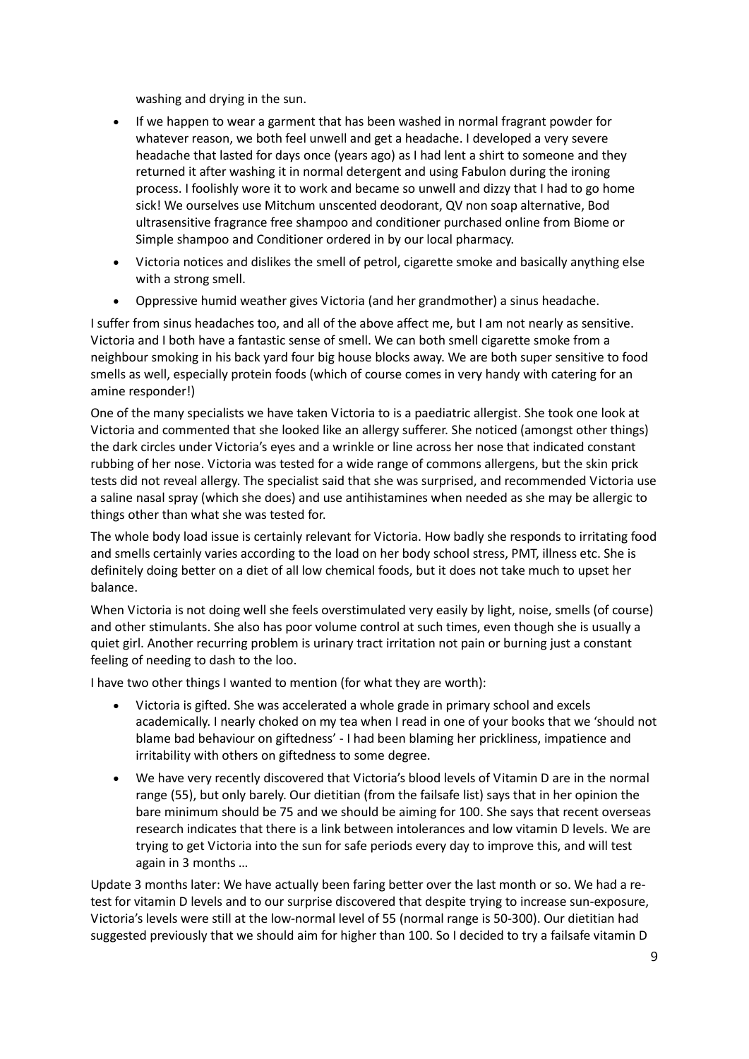washing and drying in the sun.

- If we happen to wear a garment that has been washed in normal fragrant powder for whatever reason, we both feel unwell and get a headache. I developed a very severe headache that lasted for days once (years ago) as I had lent a shirt to someone and they returned it after washing it in normal detergent and using Fabulon during the ironing process. I foolishly wore it to work and became so unwell and dizzy that I had to go home sick! We ourselves use Mitchum unscented deodorant, QV non soap alternative, Bod ultrasensitive fragrance free shampoo and conditioner purchased online from Biome or Simple shampoo and Conditioner ordered in by our local pharmacy.
- Victoria notices and dislikes the smell of petrol, cigarette smoke and basically anything else with a strong smell.
- Oppressive humid weather gives Victoria (and her grandmother) a sinus headache.

I suffer from sinus headaches too, and all of the above affect me, but I am not nearly as sensitive. Victoria and I both have a fantastic sense of smell. We can both smell cigarette smoke from a neighbour smoking in his back yard four big house blocks away. We are both super sensitive to food smells as well, especially protein foods (which of course comes in very handy with catering for an amine responder!)

One of the many specialists we have taken Victoria to is a paediatric allergist. She took one look at Victoria and commented that she looked like an allergy sufferer. She noticed (amongst other things) the dark circles under Victoria's eyes and a wrinkle or line across her nose that indicated constant rubbing of her nose. Victoria was tested for a wide range of commons allergens, but the skin prick tests did not reveal allergy. The specialist said that she was surprised, and recommended Victoria use a saline nasal spray (which she does) and use antihistamines when needed as she may be allergic to things other than what she was tested for.

The whole body load issue is certainly relevant for Victoria. How badly she responds to irritating food and smells certainly varies according to the load on her body school stress, PMT, illness etc. She is definitely doing better on a diet of all low chemical foods, but it does not take much to upset her balance.

When Victoria is not doing well she feels overstimulated very easily by light, noise, smells (of course) and other stimulants. She also has poor volume control at such times, even though she is usually a quiet girl. Another recurring problem is urinary tract irritation not pain or burning just a constant feeling of needing to dash to the loo.

I have two other things I wanted to mention (for what they are worth):

- Victoria is gifted. She was accelerated a whole grade in primary school and excels academically. I nearly choked on my tea when I read in one of your books that we 'should not blame bad behaviour on giftedness' - I had been blaming her prickliness, impatience and irritability with others on giftedness to some degree.
- We have very recently discovered that Victoria's blood levels of Vitamin D are in the normal range (55), but only barely. Our dietitian (from the failsafe list) says that in her opinion the bare minimum should be 75 and we should be aiming for 100. She says that recent overseas research indicates that there is a link between intolerances and low vitamin D levels. We are trying to get Victoria into the sun for safe periods every day to improve this, and will test again in 3 months …

Update 3 months later: We have actually been faring better over the last month or so. We had a re-test for vitamin D levels and to our surprise discovered that despite trying to increase sun-exposure, Victoria's levels were still at the low-normal level of 55 (normal range is 50-300). Our dietitian had suggested previously that we should aim for higher than 100. So I decided to try a failsafe vitamin D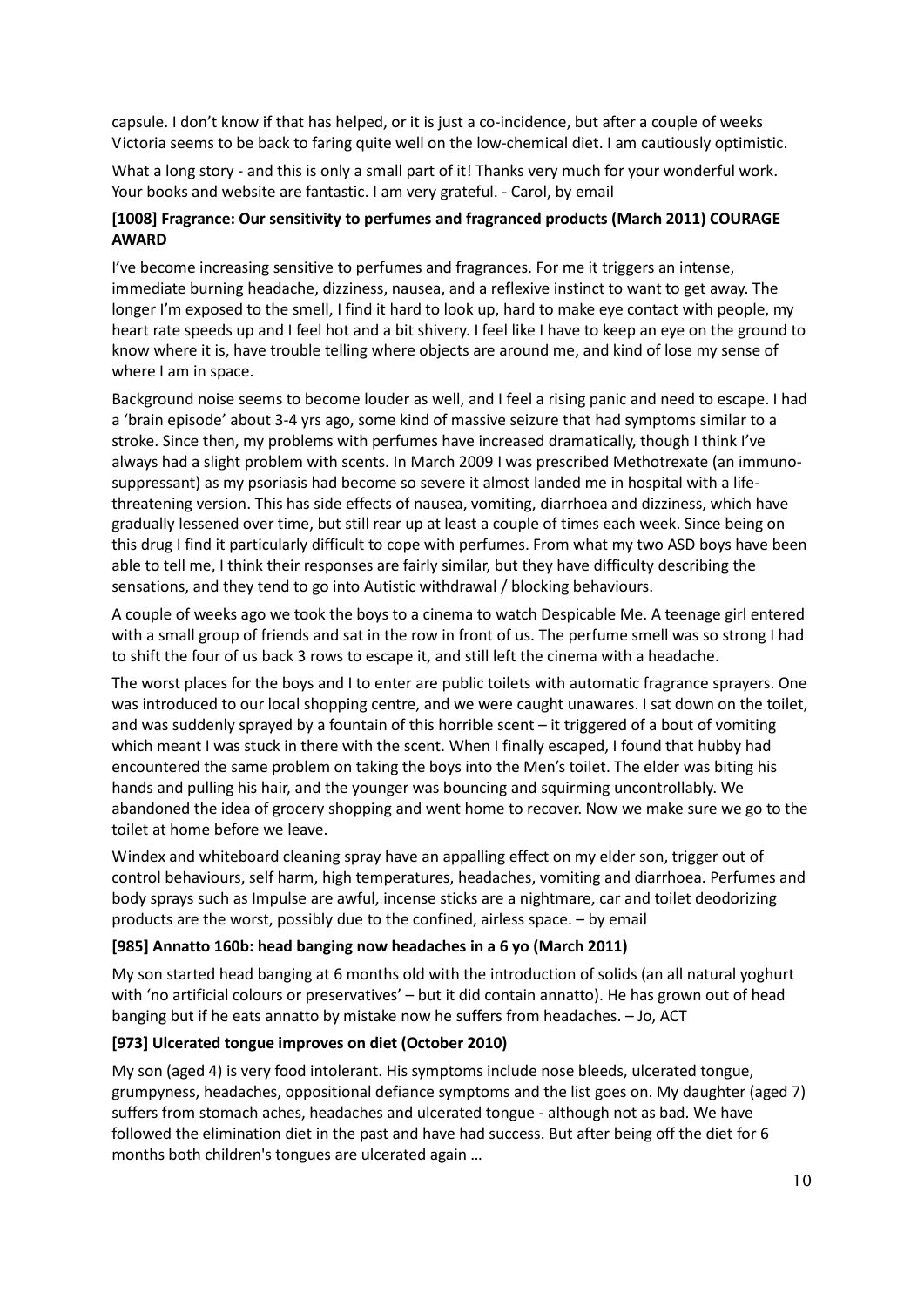capsule. I don't know if that has helped, or it is just a co-incidence, but after a couple of weeks Victoria seems to be back to faring quite well on the low-chemical diet. I am cautiously optimistic.

What a long story - and this is only a small part of it! Thanks very much for your wonderful work. Your books and website are fantastic. I am very grateful. - Carol, by email

**[1008] Fragrance: Our sensitivity to perfumes and fragranced products (March 2011) COURAGE AWARD**

I've become increasing sensitive to perfumes and fragrances. For me it triggers an intense, immediate burning headache, dizziness, nausea, and a reflexive instinct to want to get away. The longer I'm exposed to the smell, I find it hard to look up, hard to make eye contact with people, my heart rate speeds up and I feel hot and a bit shivery. I feel like I have to keep an eye on the ground to know where it is, have trouble telling where objects are around me, and kind of lose my sense of where I am in space.

Background noise seems to become louder as well, and I feel a rising panic and need to escape. I had a 'brain episode' about 3-4 yrs ago, some kind of massive seizure that had symptoms similar to a stroke. Since then, my problems with perfumes have increased dramatically, though I think I've always had a slight problem with scents. In March 2009 I was prescribed Methotrexate (an immuno-suppressant) as my psoriasis had become so severe it almost landed me in hospital with a life-threatening version. This has side effects of nausea, vomiting, diarrhoea and dizziness, which have gradually lessened over time, but still rear up at least a couple of times each week. Since being on this drug I find it particularly difficult to cope with perfumes. From what my two ASD boys have been able to tell me, I think their responses are fairly similar, but they have difficulty describing the sensations, and they tend to go into Autistic withdrawal / blocking behaviours.

A couple of weeks ago we took the boys to a cinema to watch Despicable Me. A teenage girl entered with a small group of friends and sat in the row in front of us. The perfume smell was so strong I had to shift the four of us back 3 rows to escape it, and still left the cinema with a headache.

The worst places for the boys and I to enter are public toilets with automatic fragrance sprayers. One was introduced to our local shopping centre, and we were caught unawares. I sat down on the toilet, and was suddenly sprayed by a fountain of this horrible scent – it triggered of a bout of vomiting which meant I was stuck in there with the scent. When I finally escaped, I found that hubby had encountered the same problem on taking the boys into the Men's toilet. The elder was biting his hands and pulling his hair, and the younger was bouncing and squirming uncontrollably. We abandoned the idea of grocery shopping and went home to recover. Now we make sure we go to the toilet at home before we leave.

Windex and whiteboard cleaning spray have an appalling effect on my elder son, trigger out of control behaviours, self harm, high temperatures, headaches, vomiting and diarrhoea. Perfumes and body sprays such as Impulse are awful, incense sticks are a nightmare, car and toilet deodorizing products are the worst, possibly due to the confined, airless space. – by email

**[985] Annatto 160b: head banging now headaches in a 6 yo (March 2011)**

My son started head banging at 6 months old with the introduction of solids (an all natural yoghurt with 'no artificial colours or preservatives' – but it did contain annatto). He has grown out of head banging but if he eats annatto by mistake now he suffers from headaches. – Jo, ACT

**[973] Ulcerated tongue improves on diet (October 2010)**

My son (aged 4) is very food intolerant. His symptoms include nose bleeds, ulcerated tongue, grumpyness, headaches, oppositional defiance symptoms and the list goes on. My daughter (aged 7) suffers from stomach aches, headaches and ulcerated tongue - although not as bad. We have followed the elimination diet in the past and have had success. But after being off the diet for 6 months both children's tongues are ulcerated again …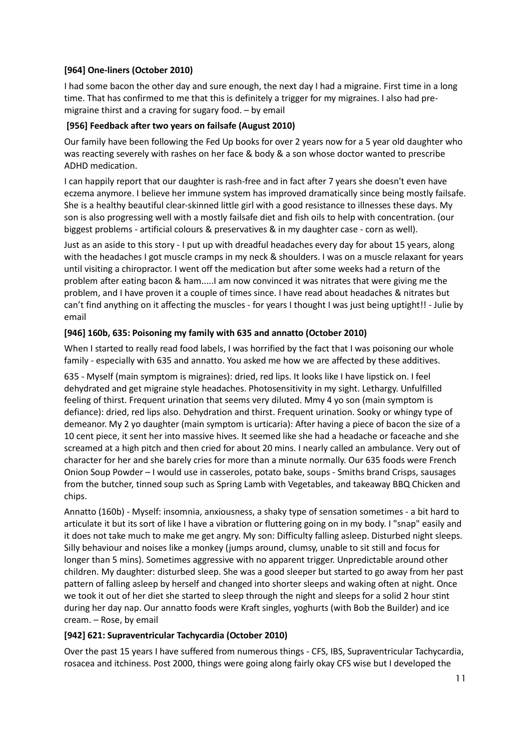### [964] One-liners (October 2010)

I had some bacon the other day and sure enough, the next day I had a migraine. First time in a long time. That has confirmed to me that this is definitely a trigger for my migraines. I also had pre-migraine thirst and a craving for sugary food. – by email

### [956] Feedback after two years on failsafe (August 2010)

Our family have been following the Fed Up books for over 2 years now for a 5 year old daughter who was reacting severely with rashes on her face & body & a son whose doctor wanted to prescribe ADHD medication.

I can happily report that our daughter is rash-free and in fact after 7 years she doesn't even have eczema anymore. I believe her immune system has improved dramatically since being mostly failsafe. She is a healthy beautiful clear-skinned little girl with a good resistance to illnesses these days. My son is also progressing well with a mostly failsafe diet and fish oils to help with concentration. (our biggest problems - artificial colours & preservatives & in my daughter case - corn as well).

Just as an aside to this story - I put up with dreadful headaches every day for about 15 years, along with the headaches I got muscle cramps in my neck & shoulders. I was on a muscle relaxant for years until visiting a chiropractor. I went off the medication but after some weeks had a return of the problem after eating bacon & ham.....I am now convinced it was nitrates that were giving me the problem, and I have proven it a couple of times since. I have read about headaches & nitrates but can't find anything on it affecting the muscles - for years I thought I was just being uptight!! - Julie by email

### [946] 160b, 635: Poisoning my family with 635 and annatto (October 2010)

When I started to really read food labels, I was horrified by the fact that I was poisoning our whole family - especially with 635 and annatto. You asked me how we are affected by these additives.

635 - Myself (main symptom is migraines): dried, red lips. It looks like I have lipstick on. I feel dehydrated and get migraine style headaches. Photosensitivity in my sight. Lethargy. Unfulfilled feeling of thirst. Frequent urination that seems very diluted. Mmy 4 yo son (main symptom is defiance): dried, red lips also. Dehydration and thirst. Frequent urination. Sooky or whingy type of demeanor. My 2 yo daughter (main symptom is urticaria): After having a piece of bacon the size of a 10 cent piece, it sent her into massive hives. It seemed like she had a headache or faceache and she screamed at a high pitch and then cried for about 20 mins. I nearly called an ambulance. Very out of character for her and she barely cries for more than a minute normally. Our 635 foods were French Onion Soup Powder – I would use in casseroles, potato bake, soups - Smiths brand Crisps, sausages from the butcher, tinned soup such as Spring Lamb with Vegetables, and takeaway BBQ Chicken and chips.

Annatto (160b) - Myself: insomnia, anxiousness, a shaky type of sensation sometimes - a bit hard to articulate it but its sort of like I have a vibration or fluttering going on in my body. I "snap" easily and it does not take much to make me get angry. My son: Difficulty falling asleep. Disturbed night sleeps. Silly behaviour and noises like a monkey (jumps around, clumsy, unable to sit still and focus for longer than 5 mins). Sometimes aggressive with no apparent trigger. Unpredictable around other children. My daughter: disturbed sleep. She was a good sleeper but started to go away from her past pattern of falling asleep by herself and changed into shorter sleeps and waking often at night. Once we took it out of her diet she started to sleep through the night and sleeps for a solid 2 hour stint during her day nap. Our annatto foods were Kraft singles, yoghurts (with Bob the Builder) and ice cream. – Rose, by email

### [942] 621: Supraventricular Tachycardia (October 2010)

Over the past 15 years I have suffered from numerous things - CFS, IBS, Supraventricular Tachycardia, rosacea and itchiness. Post 2000, things were going along fairly okay CFS wise but I developed the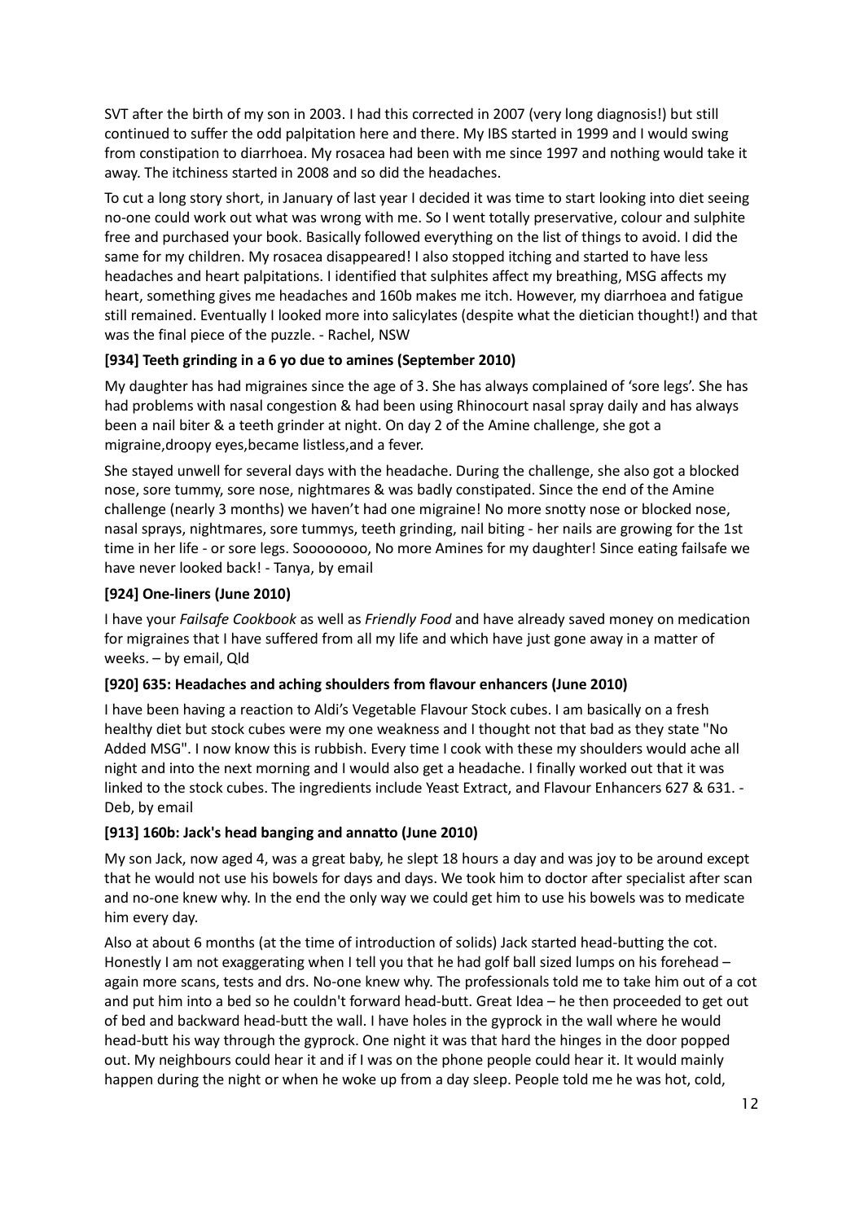SVT after the birth of my son in 2003. I had this corrected in 2007 (very long diagnosis!) but still continued to suffer the odd palpitation here and there. My IBS started in 1999 and I would swing from constipation to diarrhoea. My rosacea had been with me since 1997 and nothing would take it away. The itchiness started in 2008 and so did the headaches.

To cut a long story short, in January of last year I decided it was time to start looking into diet seeing no-one could work out what was wrong with me. So I went totally preservative, colour and sulphite free and purchased your book. Basically followed everything on the list of things to avoid. I did the same for my children. My rosacea disappeared! I also stopped itching and started to have less headaches and heart palpitations. I identified that sulphites affect my breathing, MSG affects my heart, something gives me headaches and 160b makes me itch. However, my diarrhoea and fatigue still remained. Eventually I looked more into salicylates (despite what the dietician thought!) and that was the final piece of the puzzle. - Rachel, NSW

### [934] Teeth grinding in a 6 yo due to amines (September 2010)

My daughter has had migraines since the age of 3. She has always complained of 'sore legs'. She has had problems with nasal congestion & had been using Rhinocourt nasal spray daily and has always been a nail biter & a teeth grinder at night. On day 2 of the Amine challenge, she got a migraine,droopy eyes,became listless,and a fever.

She stayed unwell for several days with the headache. During the challenge, she also got a blocked nose, sore tummy, sore nose, nightmares & was badly constipated. Since the end of the Amine challenge (nearly 3 months) we haven't had one migraine! No more snotty nose or blocked nose, nasal sprays, nightmares, sore tummys, teeth grinding, nail biting - her nails are growing for the 1st time in her life - or sore legs. Soooooooo, No more Amines for my daughter! Since eating failsafe we have never looked back! - Tanya, by email

### [924] One-liners (June 2010)

I have your *Failsafe Cookbook* as well as *Friendly Food* and have already saved money on medication for migraines that I have suffered from all my life and which have just gone away in a matter of weeks. – by email, Qld

### [920] 635: Headaches and aching shoulders from flavour enhancers (June 2010)

I have been having a reaction to Aldi's Vegetable Flavour Stock cubes. I am basically on a fresh healthy diet but stock cubes were my one weakness and I thought not that bad as they state "No Added MSG". I now know this is rubbish. Every time I cook with these my shoulders would ache all night and into the next morning and I would also get a headache. I finally worked out that it was linked to the stock cubes. The ingredients include Yeast Extract, and Flavour Enhancers 627 & 631. - Deb, by email

### [913] 160b: Jack's head banging and annatto (June 2010)

My son Jack, now aged 4, was a great baby, he slept 18 hours a day and was joy to be around except that he would not use his bowels for days and days. We took him to doctor after specialist after scan and no-one knew why. In the end the only way we could get him to use his bowels was to medicate him every day.

Also at about 6 months (at the time of introduction of solids) Jack started head-butting the cot. Honestly I am not exaggerating when I tell you that he had golf ball sized lumps on his forehead – again more scans, tests and drs. No-one knew why. The professionals told me to take him out of a cot and put him into a bed so he couldn't forward head-butt. Great Idea – he then proceeded to get out of bed and backward head-butt the wall. I have holes in the gyprock in the wall where he would head-butt his way through the gyprock. One night it was that hard the hinges in the door popped out. My neighbours could hear it and if I was on the phone people could hear it. It would mainly happen during the night or when he woke up from a day sleep. People told me he was hot, cold,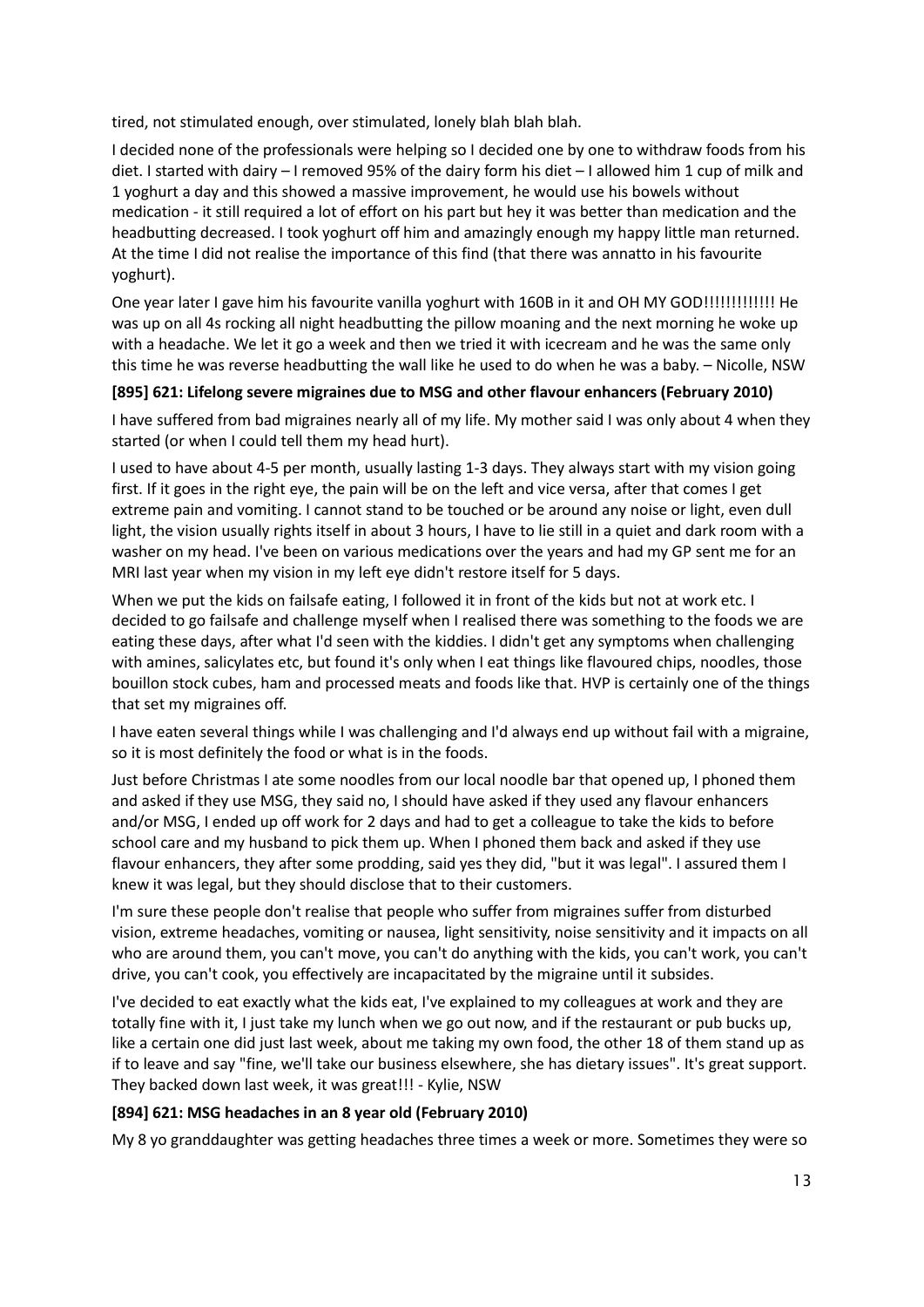tired, not stimulated enough, over stimulated, lonely blah blah blah.

I decided none of the professionals were helping so I decided one by one to withdraw foods from his diet. I started with dairy – I removed 95% of the dairy form his diet – I allowed him 1 cup of milk and 1 yoghurt a day and this showed a massive improvement, he would use his bowels without medication - it still required a lot of effort on his part but hey it was better than medication and the headbutting decreased. I took yoghurt off him and amazingly enough my happy little man returned. At the time I did not realise the importance of this find (that there was annatto in his favourite yoghurt).

One year later I gave him his favourite vanilla yoghurt with 160B in it and OH MY GOD!!!!!!!!!!!!! He was up on all 4s rocking all night headbutting the pillow moaning and the next morning he woke up with a headache. We let it go a week and then we tried it with icecream and he was the same only this time he was reverse headbutting the wall like he used to do when he was a baby. – Nicolle, NSW

**[895] 621: Lifelong severe migraines due to MSG and other flavour enhancers (February 2010)**

I have suffered from bad migraines nearly all of my life. My mother said I was only about 4 when they started (or when I could tell them my head hurt).

I used to have about 4-5 per month, usually lasting 1-3 days. They always start with my vision going first. If it goes in the right eye, the pain will be on the left and vice versa, after that comes I get extreme pain and vomiting. I cannot stand to be touched or be around any noise or light, even dull light, the vision usually rights itself in about 3 hours, I have to lie still in a quiet and dark room with a washer on my head. I've been on various medications over the years and had my GP sent me for an MRI last year when my vision in my left eye didn't restore itself for 5 days.

When we put the kids on failsafe eating, I followed it in front of the kids but not at work etc. I decided to go failsafe and challenge myself when I realised there was something to the foods we are eating these days, after what I'd seen with the kiddies. I didn't get any symptoms when challenging with amines, salicylates etc, but found it's only when I eat things like flavoured chips, noodles, those bouillon stock cubes, ham and processed meats and foods like that. HVP is certainly one of the things that set my migraines off.

I have eaten several things while I was challenging and I'd always end up without fail with a migraine, so it is most definitely the food or what is in the foods.

Just before Christmas I ate some noodles from our local noodle bar that opened up, I phoned them and asked if they use MSG, they said no, I should have asked if they used any flavour enhancers and/or MSG, I ended up off work for 2 days and had to get a colleague to take the kids to before school care and my husband to pick them up. When I phoned them back and asked if they use flavour enhancers, they after some prodding, said yes they did, "but it was legal". I assured them I knew it was legal, but they should disclose that to their customers.

I'm sure these people don't realise that people who suffer from migraines suffer from disturbed vision, extreme headaches, vomiting or nausea, light sensitivity, noise sensitivity and it impacts on all who are around them, you can't move, you can't do anything with the kids, you can't work, you can't drive, you can't cook, you effectively are incapacitated by the migraine until it subsides.

I've decided to eat exactly what the kids eat, I've explained to my colleagues at work and they are totally fine with it, I just take my lunch when we go out now, and if the restaurant or pub bucks up, like a certain one did just last week, about me taking my own food, the other 18 of them stand up as if to leave and say "fine, we'll take our business elsewhere, she has dietary issues". It's great support. They backed down last week, it was great!!! - Kylie, NSW

**[894] 621: MSG headaches in an 8 year old (February 2010)**

My 8 yo granddaughter was getting headaches three times a week or more. Sometimes they were so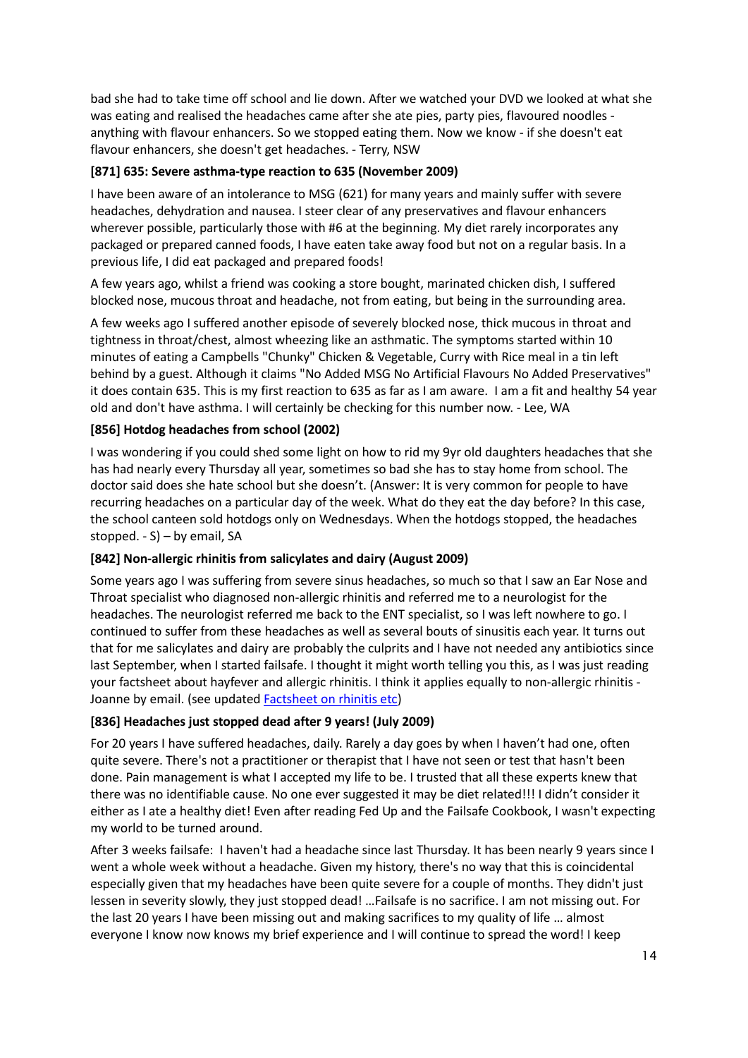bad she had to take time off school and lie down. After we watched your DVD we looked at what she was eating and realised the headaches came after she ate pies, party pies, flavoured noodles - anything with flavour enhancers. So we stopped eating them. Now we know - if she doesn't eat flavour enhancers, she doesn't get headaches. - Terry, NSW

**[871] 635: Severe asthma-type reaction to 635 (November 2009)**

I have been aware of an intolerance to MSG (621) for many years and mainly suffer with severe headaches, dehydration and nausea. I steer clear of any preservatives and flavour enhancers wherever possible, particularly those with #6 at the beginning. My diet rarely incorporates any packaged or prepared canned foods, I have eaten take away food but not on a regular basis. In a previous life, I did eat packaged and prepared foods!

A few years ago, whilst a friend was cooking a store bought, marinated chicken dish, I suffered blocked nose, mucous throat and headache, not from eating, but being in the surrounding area.

A few weeks ago I suffered another episode of severely blocked nose, thick mucous in throat and tightness in throat/chest, almost wheezing like an asthmatic. The symptoms started within 10 minutes of eating a Campbells "Chunky" Chicken & Vegetable, Curry with Rice meal in a tin left behind by a guest. Although it claims "No Added MSG No Artificial Flavours No Added Preservatives" it does contain 635. This is my first reaction to 635 as far as I am aware. I am a fit and healthy 54 year old and don't have asthma. I will certainly be checking for this number now. - Lee, WA

**[856] Hotdog headaches from school (2002)**

I was wondering if you could shed some light on how to rid my 9yr old daughters headaches that she has had nearly every Thursday all year, sometimes so bad she has to stay home from school. The doctor said does she hate school but she doesn't. (Answer: It is very common for people to have recurring headaches on a particular day of the week. What do they eat the day before? In this case, the school canteen sold hotdogs only on Wednesdays. When the hotdogs stopped, the headaches stopped. - S) – by email, SA

**[842] Non-allergic rhinitis from salicylates and dairy (August 2009)**

Some years ago I was suffering from severe sinus headaches, so much so that I saw an Ear Nose and Throat specialist who diagnosed non-allergic rhinitis and referred me to a neurologist for the headaches. The neurologist referred me back to the ENT specialist, so I was left nowhere to go. I continued to suffer from these headaches as well as several bouts of sinusitis each year. It turns out that for me salicylates and dairy are probably the culprits and I have not needed any antibiotics since last September, when I started failsafe. I thought it might worth telling you this, as I was just reading your factsheet about hayfever and allergic rhinitis. I think it applies equally to non-allergic rhinitis - Joanne by email. (see updated Factsheet on rhinitis etc)

**[836] Headaches just stopped dead after 9 years! (July 2009)**

For 20 years I have suffered headaches, daily. Rarely a day goes by when I haven't had one, often quite severe. There's not a practitioner or therapist that I have not seen or test that hasn't been done. Pain management is what I accepted my life to be. I trusted that all these experts knew that there was no identifiable cause. No one ever suggested it may be diet related!!! I didn't consider it either as I ate a healthy diet! Even after reading Fed Up and the Failsafe Cookbook, I wasn't expecting my world to be turned around.

After 3 weeks failsafe: I haven't had a headache since last Thursday. It has been nearly 9 years since I went a whole week without a headache. Given my history, there's no way that this is coincidental especially given that my headaches have been quite severe for a couple of months. They didn't just lessen in severity slowly, they just stopped dead! …Failsafe is no sacrifice. I am not missing out. For the last 20 years I have been missing out and making sacrifices to my quality of life … almost everyone I know now knows my brief experience and I will continue to spread the word! I keep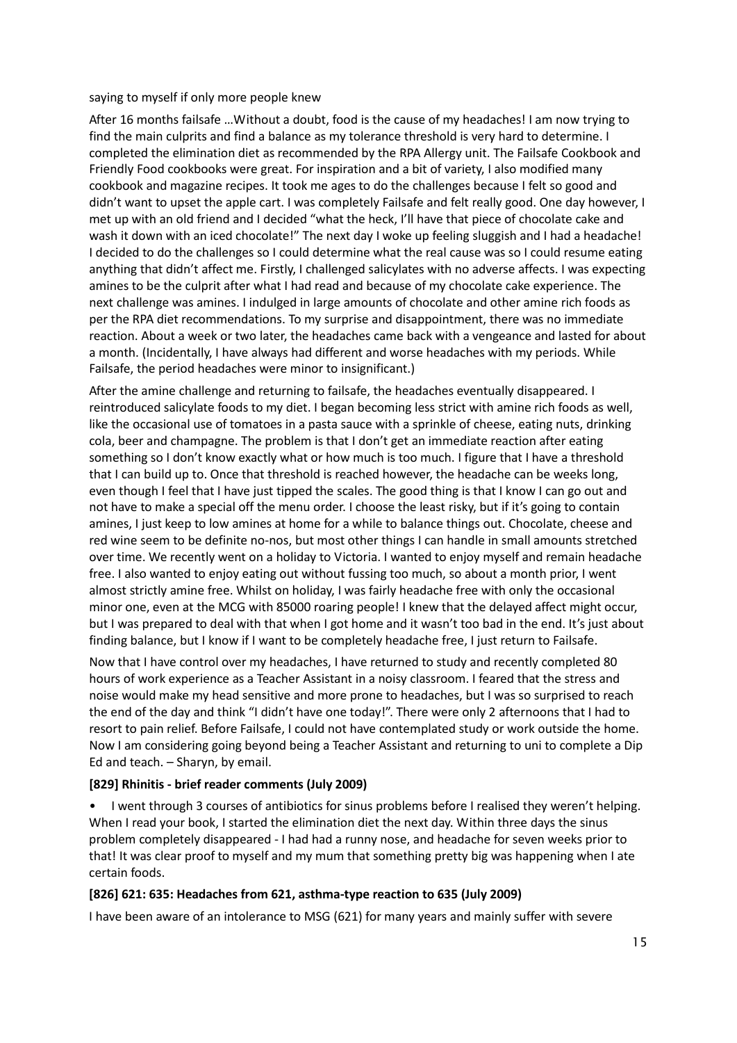saying to myself if only more people knew

After 16 months failsafe …Without a doubt, food is the cause of my headaches! I am now trying to find the main culprits and find a balance as my tolerance threshold is very hard to determine. I completed the elimination diet as recommended by the RPA Allergy unit. The Failsafe Cookbook and Friendly Food cookbooks were great. For inspiration and a bit of variety, I also modified many cookbook and magazine recipes. It took me ages to do the challenges because I felt so good and didn't want to upset the apple cart. I was completely Failsafe and felt really good. One day however, I met up with an old friend and I decided "what the heck, I'll have that piece of chocolate cake and wash it down with an iced chocolate!" The next day I woke up feeling sluggish and I had a headache! I decided to do the challenges so I could determine what the real cause was so I could resume eating anything that didn't affect me. Firstly, I challenged salicylates with no adverse affects. I was expecting amines to be the culprit after what I had read and because of my chocolate cake experience. The next challenge was amines. I indulged in large amounts of chocolate and other amine rich foods as per the RPA diet recommendations. To my surprise and disappointment, there was no immediate reaction. About a week or two later, the headaches came back with a vengeance and lasted for about a month. (Incidentally, I have always had different and worse headaches with my periods. While Failsafe, the period headaches were minor to insignificant.)

After the amine challenge and returning to failsafe, the headaches eventually disappeared. I reintroduced salicylate foods to my diet. I began becoming less strict with amine rich foods as well, like the occasional use of tomatoes in a pasta sauce with a sprinkle of cheese, eating nuts, drinking cola, beer and champagne. The problem is that I don't get an immediate reaction after eating something so I don't know exactly what or how much is too much. I figure that I have a threshold that I can build up to. Once that threshold is reached however, the headache can be weeks long, even though I feel that I have just tipped the scales. The good thing is that I know I can go out and not have to make a special off the menu order. I choose the least risky, but if it's going to contain amines, I just keep to low amines at home for a while to balance things out. Chocolate, cheese and red wine seem to be definite no-nos, but most other things I can handle in small amounts stretched over time. We recently went on a holiday to Victoria. I wanted to enjoy myself and remain headache free. I also wanted to enjoy eating out without fussing too much, so about a month prior, I went almost strictly amine free. Whilst on holiday, I was fairly headache free with only the occasional minor one, even at the MCG with 85000 roaring people! I knew that the delayed affect might occur, but I was prepared to deal with that when I got home and it wasn't too bad in the end. It's just about finding balance, but I know if I want to be completely headache free, I just return to Failsafe.

Now that I have control over my headaches, I have returned to study and recently completed 80 hours of work experience as a Teacher Assistant in a noisy classroom. I feared that the stress and noise would make my head sensitive and more prone to headaches, but I was so surprised to reach the end of the day and think "I didn't have one today!". There were only 2 afternoons that I had to resort to pain relief. Before Failsafe, I could not have contemplated study or work outside the home. Now I am considering going beyond being a Teacher Assistant and returning to uni to complete a Dip Ed and teach. – Sharyn, by email.

**[829] Rhinitis - brief reader comments (July 2009)**

- I went through 3 courses of antibiotics for sinus problems before I realised they weren't helping. When I read your book, I started the elimination diet the next day. Within three days the sinus problem completely disappeared - I had had a runny nose, and headache for seven weeks prior to that! It was clear proof to myself and my mum that something pretty big was happening when I ate certain foods.

**[826] 621: 635: Headaches from 621, asthma-type reaction to 635 (July 2009)**

I have been aware of an intolerance to MSG (621) for many years and mainly suffer with severe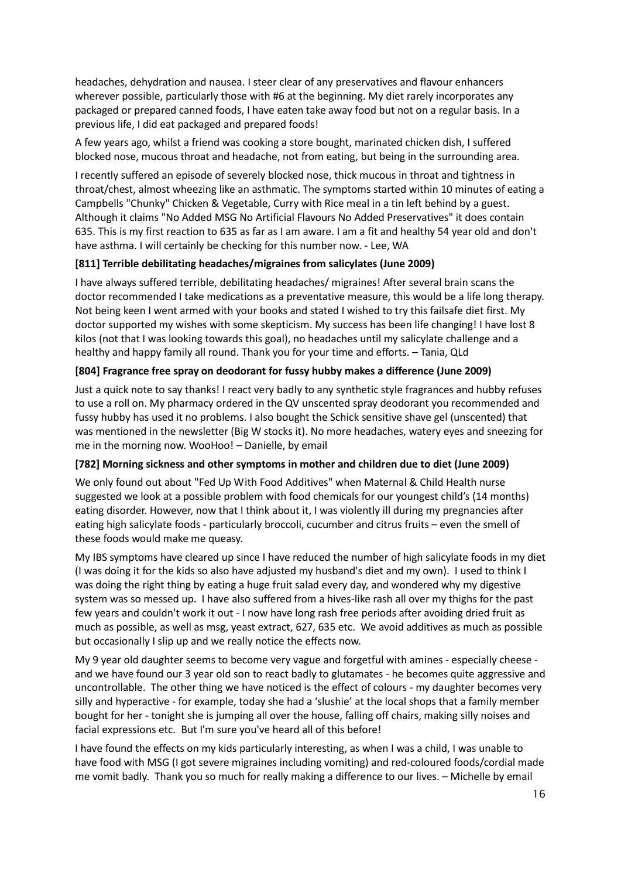headaches, dehydration and nausea. I steer clear of any preservatives and flavour enhancers wherever possible, particularly those with #6 at the beginning. My diet rarely incorporates any packaged or prepared canned foods, I have eaten take away food but not on a regular basis. In a previous life, I did eat packaged and prepared foods!

A few years ago, whilst a friend was cooking a store bought, marinated chicken dish, I suffered blocked nose, mucous throat and headache, not from eating, but being in the surrounding area.

I recently suffered an episode of severely blocked nose, thick mucous in throat and tightness in throat/chest, almost wheezing like an asthmatic. The symptoms started within 10 minutes of eating a Campbells "Chunky" Chicken & Vegetable, Curry with Rice meal in a tin left behind by a guest. Although it claims "No Added MSG No Artificial Flavours No Added Preservatives" it does contain 635. This is my first reaction to 635 as far as I am aware. I am a fit and healthy 54 year old and don't have asthma. I will certainly be checking for this number now. - Lee, WA

**[811] Terrible debilitating headaches/migraines from salicylates (June 2009)**

I have always suffered terrible, debilitating headaches/ migraines! After several brain scans the doctor recommended I take medications as a preventative measure, this would be a life long therapy. Not being keen I went armed with your books and stated I wished to try this failsafe diet first. My doctor supported my wishes with some skepticism. My success has been life changing! I have lost 8 kilos (not that I was looking towards this goal), no headaches until my salicylate challenge and a healthy and happy family all round. Thank you for your time and efforts. – Tania, QLd

**[804] Fragrance free spray on deodorant for fussy hubby makes a difference (June 2009)**

Just a quick note to say thanks! I react very badly to any synthetic style fragrances and hubby refuses to use a roll on. My pharmacy ordered in the QV unscented spray deodorant you recommended and fussy hubby has used it no problems. I also bought the Schick sensitive shave gel (unscented) that was mentioned in the newsletter (Big W stocks it). No more headaches, watery eyes and sneezing for me in the morning now. WooHoo! – Danielle, by email

**[782] Morning sickness and other symptoms in mother and children due to diet (June 2009)**

We only found out about "Fed Up With Food Additives" when Maternal & Child Health nurse suggested we look at a possible problem with food chemicals for our youngest child's (14 months) eating disorder. However, now that I think about it, I was violently ill during my pregnancies after eating high salicylate foods - particularly broccoli, cucumber and citrus fruits – even the smell of these foods would make me queasy.

My IBS symptoms have cleared up since I have reduced the number of high salicylate foods in my diet (I was doing it for the kids so also have adjusted my husband's diet and my own). I used to think I was doing the right thing by eating a huge fruit salad every day, and wondered why my digestive system was so messed up. I have also suffered from a hives-like rash all over my thighs for the past few years and couldn't work it out - I now have long rash free periods after avoiding dried fruit as much as possible, as well as msg, yeast extract, 627, 635 etc. We avoid additives as much as possible but occasionally I slip up and we really notice the effects now.

My 9 year old daughter seems to become very vague and forgetful with amines - especially cheese - and we have found our 3 year old son to react badly to glutamates - he becomes quite aggressive and uncontrollable. The other thing we have noticed is the effect of colours - my daughter becomes very silly and hyperactive - for example, today she had a 'slushie' at the local shops that a family member bought for her - tonight she is jumping all over the house, falling off chairs, making silly noises and facial expressions etc. But I'm sure you've heard all of this before!

I have found the effects on my kids particularly interesting, as when I was a child, I was unable to have food with MSG (I got severe migraines including vomiting) and red-coloured foods/cordial made me vomit badly. Thank you so much for really making a difference to our lives. – Michelle by email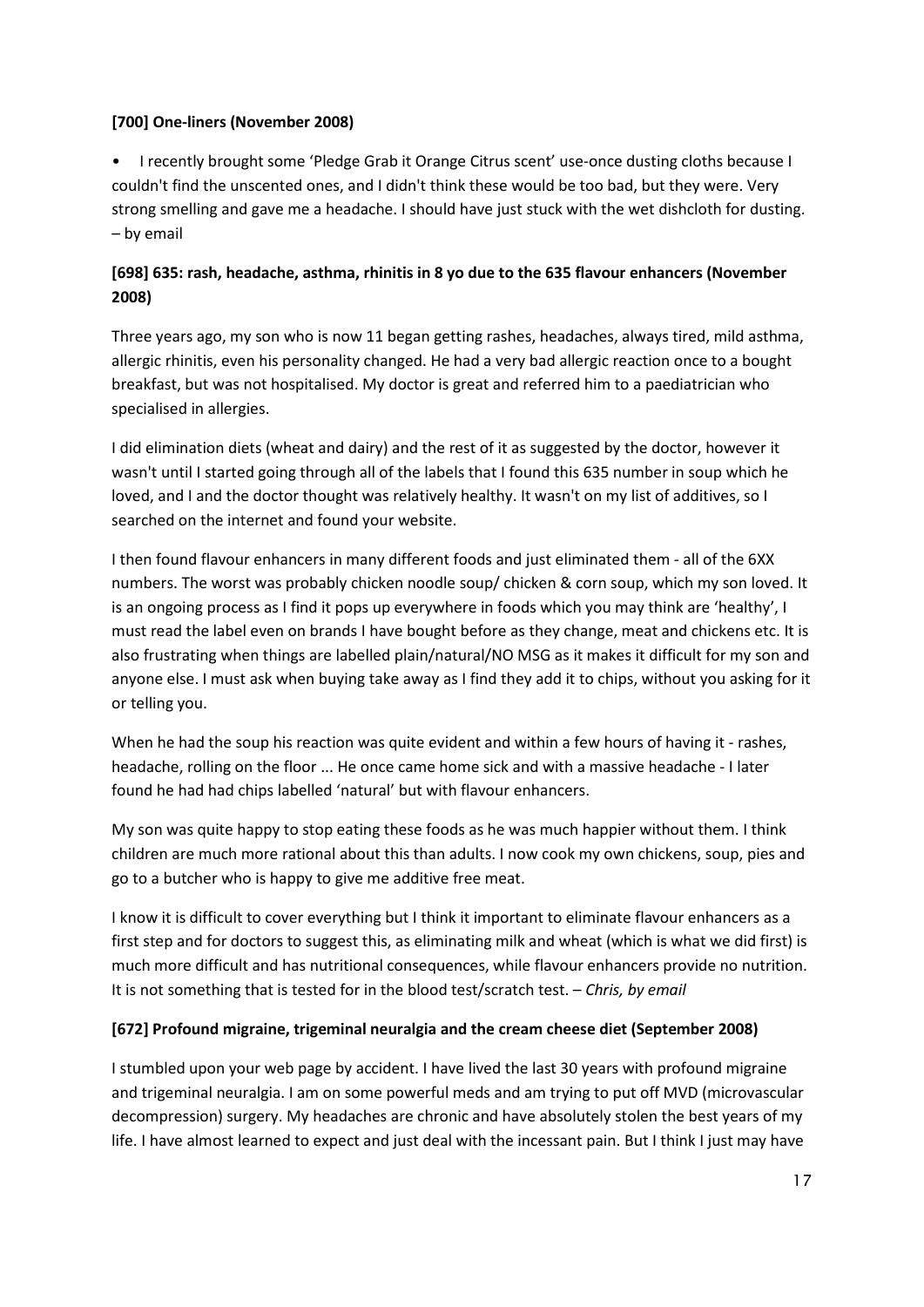**[700] One-liners (November 2008)**

- I recently brought some 'Pledge Grab it Orange Citrus scent' use-once dusting cloths because I couldn't find the unscented ones, and I didn't think these would be too bad, but they were. Very strong smelling and gave me a headache. I should have just stuck with the wet dishcloth for dusting. – by email

**[698] 635: rash, headache, asthma, rhinitis in 8 yo due to the 635 flavour enhancers (November 2008)**

Three years ago, my son who is now 11 began getting rashes, headaches, always tired, mild asthma, allergic rhinitis, even his personality changed. He had a very bad allergic reaction once to a bought breakfast, but was not hospitalised. My doctor is great and referred him to a paediatrician who specialised in allergies.

I did elimination diets (wheat and dairy) and the rest of it as suggested by the doctor, however it wasn't until I started going through all of the labels that I found this 635 number in soup which he loved, and I and the doctor thought was relatively healthy. It wasn't on my list of additives, so I searched on the internet and found your website.

I then found flavour enhancers in many different foods and just eliminated them - all of the 6XX numbers. The worst was probably chicken noodle soup/ chicken & corn soup, which my son loved. It is an ongoing process as I find it pops up everywhere in foods which you may think are 'healthy', I must read the label even on brands I have bought before as they change, meat and chickens etc. It is also frustrating when things are labelled plain/natural/NO MSG as it makes it difficult for my son and anyone else. I must ask when buying take away as I find they add it to chips, without you asking for it or telling you.

When he had the soup his reaction was quite evident and within a few hours of having it - rashes, headache, rolling on the floor ... He once came home sick and with a massive headache - I later found he had had chips labelled 'natural' but with flavour enhancers.

My son was quite happy to stop eating these foods as he was much happier without them. I think children are much more rational about this than adults. I now cook my own chickens, soup, pies and go to a butcher who is happy to give me additive free meat.

I know it is difficult to cover everything but I think it important to eliminate flavour enhancers as a first step and for doctors to suggest this, as eliminating milk and wheat (which is what we did first) is much more difficult and has nutritional consequences, while flavour enhancers provide no nutrition. It is not something that is tested for in the blood test/scratch test. – *Chris, by email*

**[672] Profound migraine, trigeminal neuralgia and the cream cheese diet (September 2008)**

I stumbled upon your web page by accident. I have lived the last 30 years with profound migraine and trigeminal neuralgia. I am on some powerful meds and am trying to put off MVD (microvascular decompression) surgery. My headaches are chronic and have absolutely stolen the best years of my life. I have almost learned to expect and just deal with the incessant pain. But I think I just may have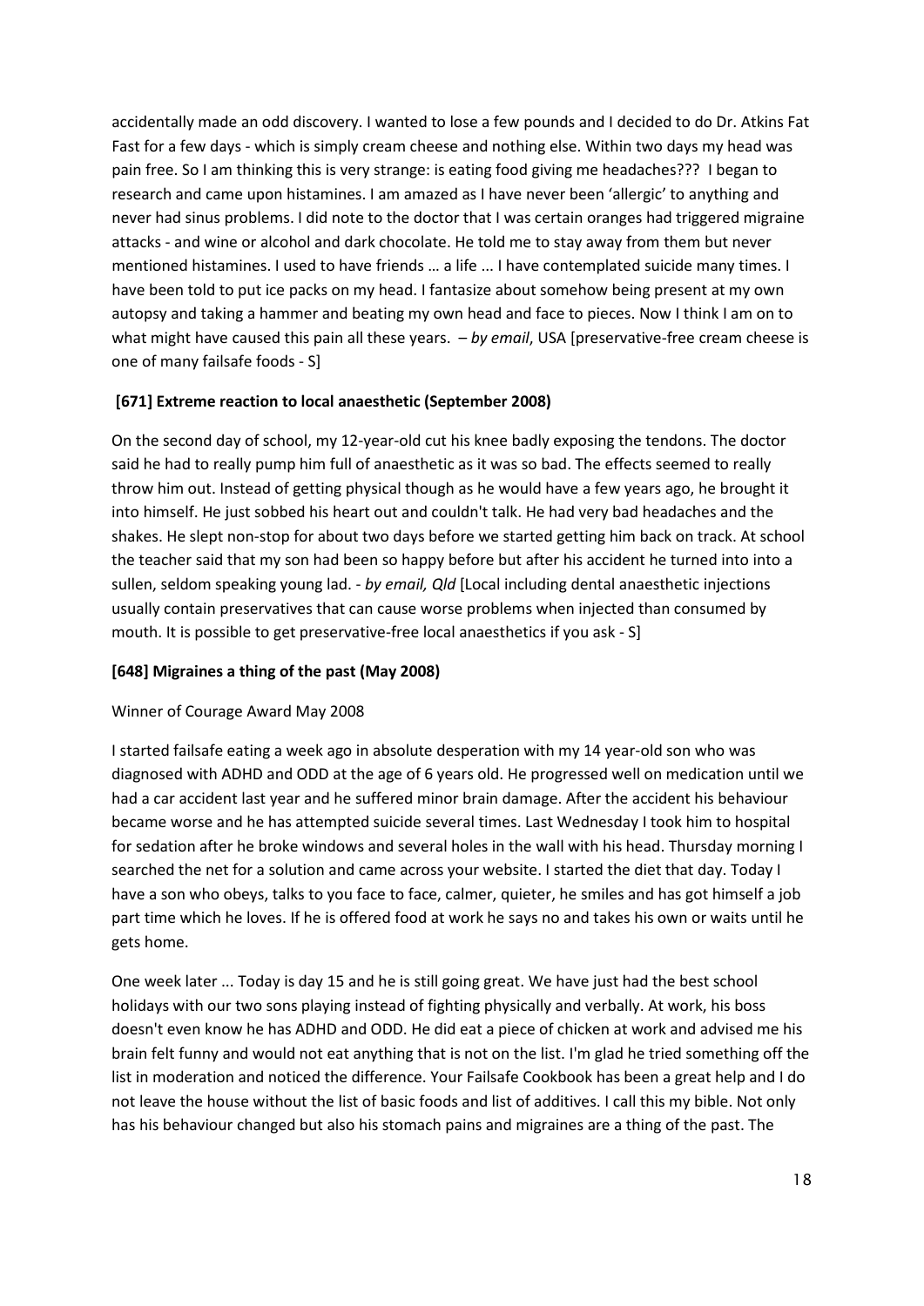accidentally made an odd discovery. I wanted to lose a few pounds and I decided to do Dr. Atkins Fat Fast for a few days - which is simply cream cheese and nothing else. Within two days my head was pain free. So I am thinking this is very strange: is eating food giving me headaches??? I began to research and came upon histamines. I am amazed as I have never been 'allergic' to anything and never had sinus problems. I did note to the doctor that I was certain oranges had triggered migraine attacks - and wine or alcohol and dark chocolate. He told me to stay away from them but never mentioned histamines. I used to have friends … a life ... I have contemplated suicide many times. I have been told to put ice packs on my head. I fantasize about somehow being present at my own autopsy and taking a hammer and beating my own head and face to pieces. Now I think I am on to what might have caused this pain all these years. – *by email*, USA [preservative-free cream cheese is one of many failsafe foods - S]

### [671] Extreme reaction to local anaesthetic (September 2008)

On the second day of school, my 12-year-old cut his knee badly exposing the tendons. The doctor said he had to really pump him full of anaesthetic as it was so bad. The effects seemed to really throw him out. Instead of getting physical though as he would have a few years ago, he brought it into himself. He just sobbed his heart out and couldn't talk. He had very bad headaches and the shakes. He slept non-stop for about two days before we started getting him back on track. At school the teacher said that my son had been so happy before but after his accident he turned into into a sullen, seldom speaking young lad. - *by email, Qld* [Local including dental anaesthetic injections usually contain preservatives that can cause worse problems when injected than consumed by mouth. It is possible to get preservative-free local anaesthetics if you ask - S]

### [648] Migraines a thing of the past (May 2008)

Winner of Courage Award May 2008

I started failsafe eating a week ago in absolute desperation with my 14 year-old son who was diagnosed with ADHD and ODD at the age of 6 years old. He progressed well on medication until we had a car accident last year and he suffered minor brain damage. After the accident his behaviour became worse and he has attempted suicide several times. Last Wednesday I took him to hospital for sedation after he broke windows and several holes in the wall with his head. Thursday morning I searched the net for a solution and came across your website. I started the diet that day. Today I have a son who obeys, talks to you face to face, calmer, quieter, he smiles and has got himself a job part time which he loves. If he is offered food at work he says no and takes his own or waits until he gets home.

One week later ... Today is day 15 and he is still going great. We have just had the best school holidays with our two sons playing instead of fighting physically and verbally. At work, his boss doesn't even know he has ADHD and ODD. He did eat a piece of chicken at work and advised me his brain felt funny and would not eat anything that is not on the list. I'm glad he tried something off the list in moderation and noticed the difference. Your Failsafe Cookbook has been a great help and I do not leave the house without the list of basic foods and list of additives. I call this my bible. Not only has his behaviour changed but also his stomach pains and migraines are a thing of the past. The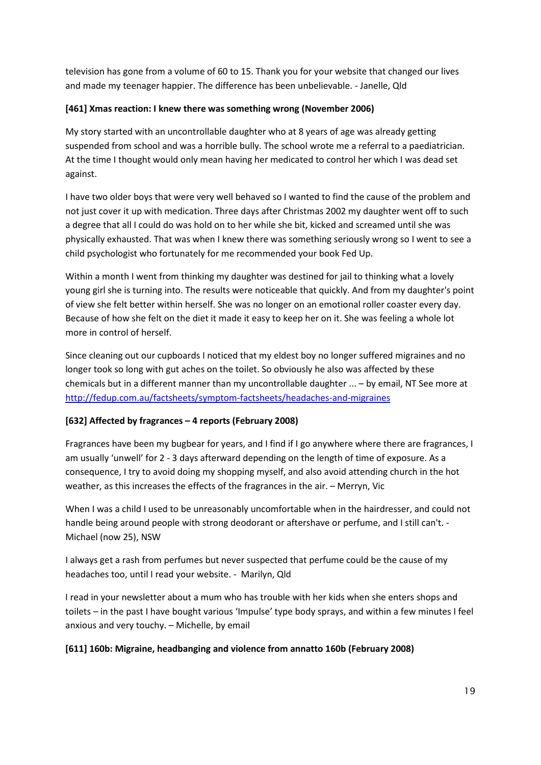television has gone from a volume of 60 to 15. Thank you for your website that changed our lives and made my teenager happier. The difference has been unbelievable. - Janelle, Qld

**[461] Xmas reaction: I knew there was something wrong (November 2006)**

My story started with an uncontrollable daughter who at 8 years of age was already getting suspended from school and was a horrible bully. The school wrote me a referral to a paediatrician. At the time I thought would only mean having her medicated to control her which I was dead set against.

I have two older boys that were very well behaved so I wanted to find the cause of the problem and not just cover it up with medication. Three days after Christmas 2002 my daughter went off to such a degree that all I could do was hold on to her while she bit, kicked and screamed until she was physically exhausted. That was when I knew there was something seriously wrong so I went to see a child psychologist who fortunately for me recommended your book Fed Up.

Within a month I went from thinking my daughter was destined for jail to thinking what a lovely young girl she is turning into. The results were noticeable that quickly. And from my daughter's point of view she felt better within herself. She was no longer on an emotional roller coaster every day. Because of how she felt on the diet it made it easy to keep her on it. She was feeling a whole lot more in control of herself.

Since cleaning out our cupboards I noticed that my eldest boy no longer suffered migraines and no longer took so long with gut aches on the toilet. So obviously he also was affected by these chemicals but in a different manner than my uncontrollable daughter ... – by email, NT See more at http://fedup.com.au/factsheets/symptom-factsheets/headaches-and-migraines

**[632] Affected by fragrances – 4 reports (February 2008)**

Fragrances have been my bugbear for years, and I find if I go anywhere where there are fragrances, I am usually 'unwell' for 2 - 3 days afterward depending on the length of time of exposure. As a consequence, I try to avoid doing my shopping myself, and also avoid attending church in the hot weather, as this increases the effects of the fragrances in the air. – Merryn, Vic

When I was a child I used to be unreasonably uncomfortable when in the hairdresser, and could not handle being around people with strong deodorant or aftershave or perfume, and I still can't. - Michael (now 25), NSW

I always get a rash from perfumes but never suspected that perfume could be the cause of my headaches too, until I read your website. - Marilyn, Qld

I read in your newsletter about a mum who has trouble with her kids when she enters shops and toilets – in the past I have bought various 'Impulse' type body sprays, and within a few minutes I feel anxious and very touchy. – Michelle, by email

**[611] 160b: Migraine, headbanging and violence from annatto 160b (February 2008)**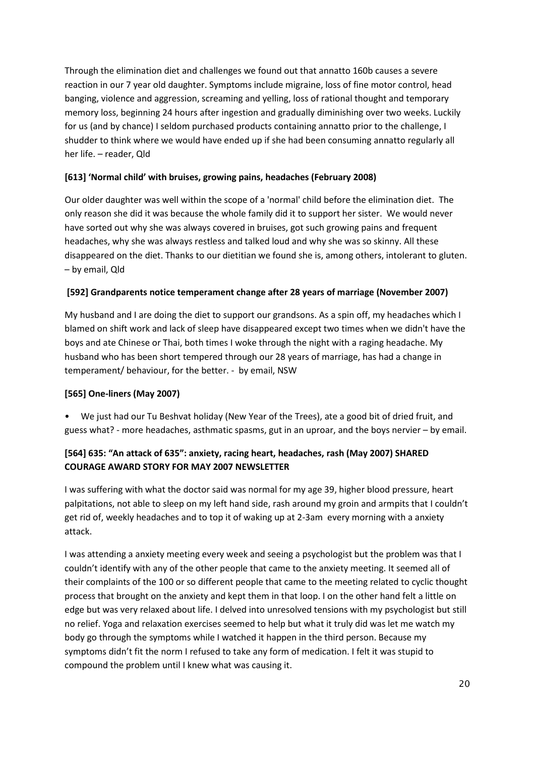Through the elimination diet and challenges we found out that annatto 160b causes a severe reaction in our 7 year old daughter. Symptoms include migraine, loss of fine motor control, head banging, violence and aggression, screaming and yelling, loss of rational thought and temporary memory loss, beginning 24 hours after ingestion and gradually diminishing over two weeks. Luckily for us (and by chance) I seldom purchased products containing annatto prior to the challenge, I shudder to think where we would have ended up if she had been consuming annatto regularly all her life. – reader, Qld

**[613] 'Normal child' with bruises, growing pains, headaches (February 2008)**

Our older daughter was well within the scope of a 'normal' child before the elimination diet. The only reason she did it was because the whole family did it to support her sister. We would never have sorted out why she was always covered in bruises, got such growing pains and frequent headaches, why she was always restless and talked loud and why she was so skinny. All these disappeared on the diet. Thanks to our dietitian we found she is, among others, intolerant to gluten. – by email, Qld

**[592] Grandparents notice temperament change after 28 years of marriage (November 2007)**

My husband and I are doing the diet to support our grandsons. As a spin off, my headaches which I blamed on shift work and lack of sleep have disappeared except two times when we didn't have the boys and ate Chinese or Thai, both times I woke through the night with a raging headache. My husband who has been short tempered through our 28 years of marriage, has had a change in temperament/ behaviour, for the better. - by email, NSW

**[565] One-liners (May 2007)**

- We just had our Tu Beshvat holiday (New Year of the Trees), ate a good bit of dried fruit, and guess what? - more headaches, asthmatic spasms, gut in an uproar, and the boys nervier – by email.

**[564] 635: "An attack of 635": anxiety, racing heart, headaches, rash (May 2007) SHARED COURAGE AWARD STORY FOR MAY 2007 NEWSLETTER**

I was suffering with what the doctor said was normal for my age 39, higher blood pressure, heart palpitations, not able to sleep on my left hand side, rash around my groin and armpits that I couldn't get rid of, weekly headaches and to top it of waking up at 2-3am every morning with a anxiety attack.

I was attending a anxiety meeting every week and seeing a psychologist but the problem was that I couldn't identify with any of the other people that came to the anxiety meeting. It seemed all of their complaints of the 100 or so different people that came to the meeting related to cyclic thought process that brought on the anxiety and kept them in that loop. I on the other hand felt a little on edge but was very relaxed about life. I delved into unresolved tensions with my psychologist but still no relief. Yoga and relaxation exercises seemed to help but what it truly did was let me watch my body go through the symptoms while I watched it happen in the third person. Because my symptoms didn't fit the norm I refused to take any form of medication. I felt it was stupid to compound the problem until I knew what was causing it.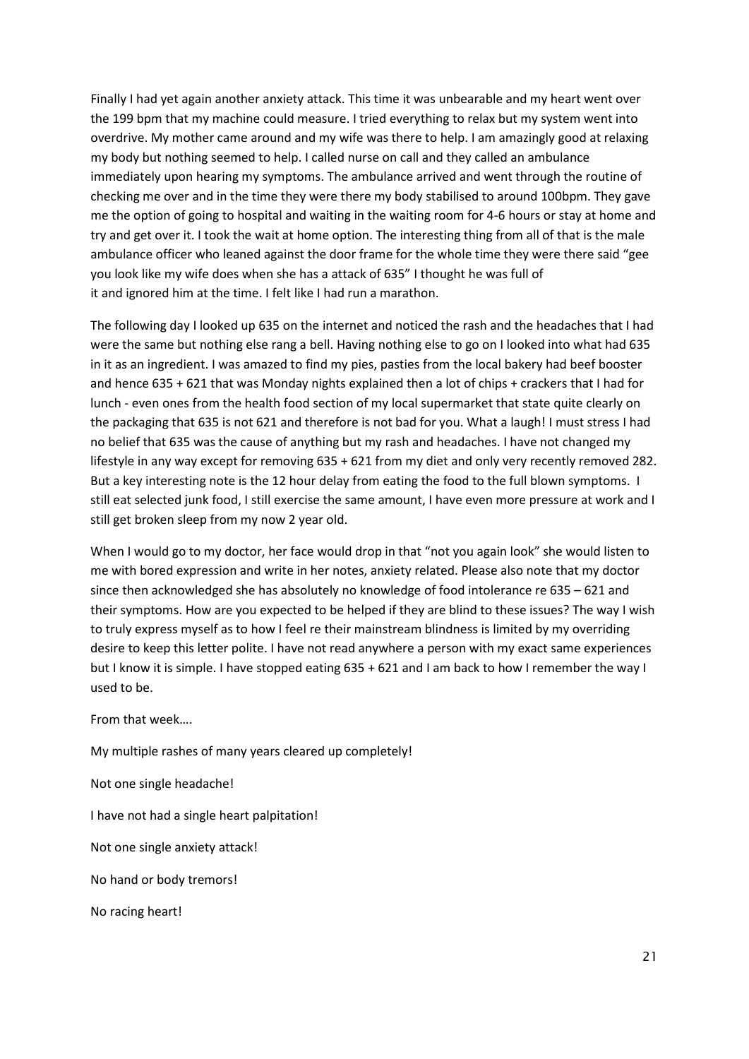Finally I had yet again another anxiety attack. This time it was unbearable and my heart went over the 199 bpm that my machine could measure. I tried everything to relax but my system went into overdrive. My mother came around and my wife was there to help. I am amazingly good at relaxing my body but nothing seemed to help. I called nurse on call and they called an ambulance immediately upon hearing my symptoms. The ambulance arrived and went through the routine of checking me over and in the time they were there my body stabilised to around 100bpm. They gave me the option of going to hospital and waiting in the waiting room for 4-6 hours or stay at home and try and get over it. I took the wait at home option. The interesting thing from all of that is the male ambulance officer who leaned against the door frame for the whole time they were there said "gee you look like my wife does when she has a attack of 635" I thought he was full of it and ignored him at the time. I felt like I had run a marathon.

The following day I looked up 635 on the internet and noticed the rash and the headaches that I had were the same but nothing else rang a bell. Having nothing else to go on I looked into what had 635 in it as an ingredient. I was amazed to find my pies, pasties from the local bakery had beef booster and hence 635 + 621 that was Monday nights explained then a lot of chips + crackers that I had for lunch - even ones from the health food section of my local supermarket that state quite clearly on the packaging that 635 is not 621 and therefore is not bad for you. What a laugh! I must stress I had no belief that 635 was the cause of anything but my rash and headaches. I have not changed my lifestyle in any way except for removing 635 + 621 from my diet and only very recently removed 282. But a key interesting note is the 12 hour delay from eating the food to the full blown symptoms. I still eat selected junk food, I still exercise the same amount, I have even more pressure at work and I still get broken sleep from my now 2 year old.

When I would go to my doctor, her face would drop in that "not you again look" she would listen to me with bored expression and write in her notes, anxiety related. Please also note that my doctor since then acknowledged she has absolutely no knowledge of food intolerance re 635 – 621 and their symptoms. How are you expected to be helped if they are blind to these issues? The way I wish to truly express myself as to how I feel re their mainstream blindness is limited by my overriding desire to keep this letter polite. I have not read anywhere a person with my exact same experiences but I know it is simple. I have stopped eating 635 + 621 and I am back to how I remember the way I used to be.

From that week….

My multiple rashes of many years cleared up completely!

Not one single headache!

I have not had a single heart palpitation!

Not one single anxiety attack!

No hand or body tremors!

No racing heart!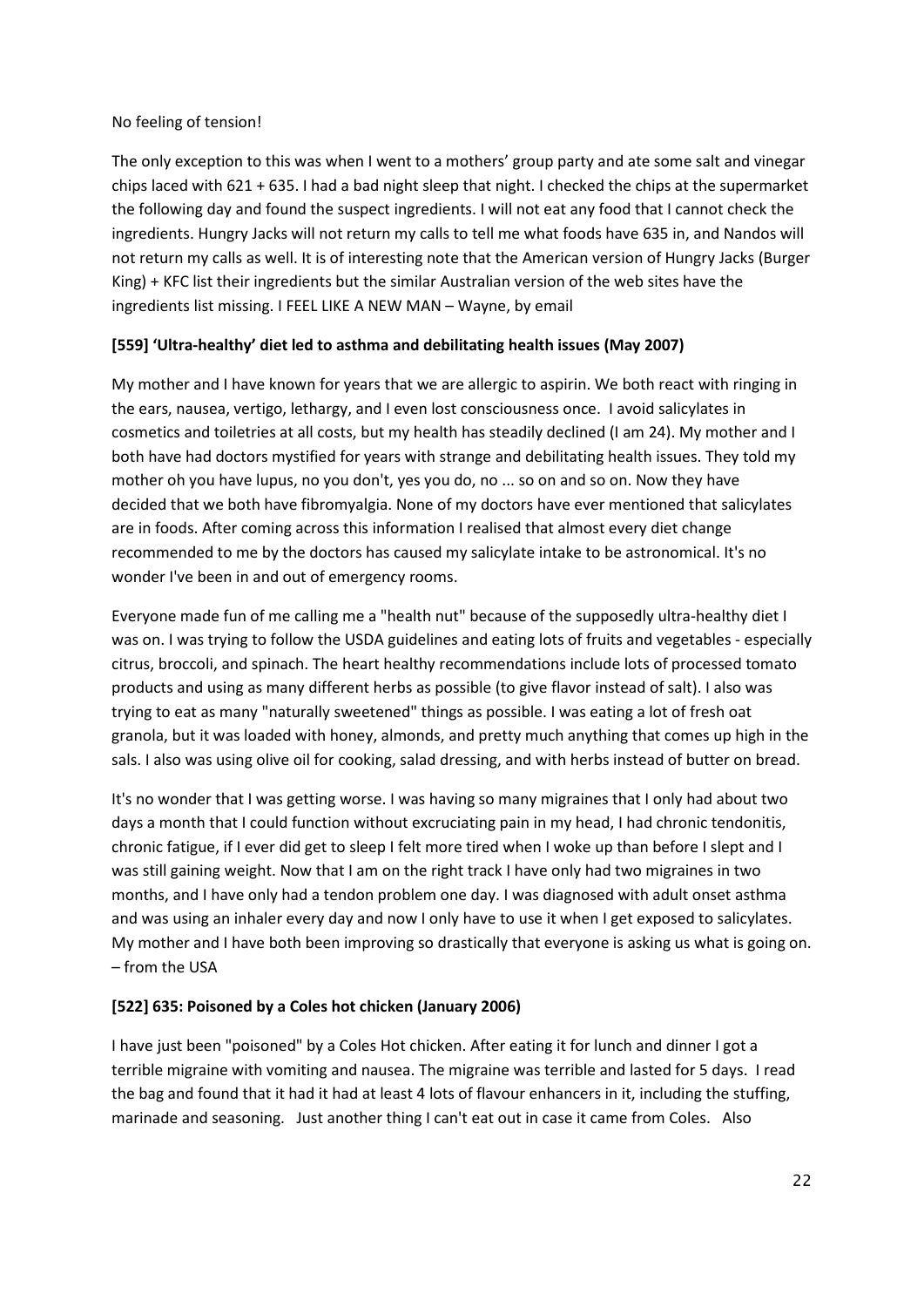No feeling of tension!

The only exception to this was when I went to a mothers' group party and ate some salt and vinegar chips laced with 621 + 635. I had a bad night sleep that night. I checked the chips at the supermarket the following day and found the suspect ingredients. I will not eat any food that I cannot check the ingredients. Hungry Jacks will not return my calls to tell me what foods have 635 in, and Nandos will not return my calls as well. It is of interesting note that the American version of Hungry Jacks (Burger King) + KFC list their ingredients but the similar Australian version of the web sites have the ingredients list missing. I FEEL LIKE A NEW MAN – Wayne, by email

### [559] 'Ultra-healthy' diet led to asthma and debilitating health issues (May 2007)

My mother and I have known for years that we are allergic to aspirin. We both react with ringing in the ears, nausea, vertigo, lethargy, and I even lost consciousness once. I avoid salicylates in cosmetics and toiletries at all costs, but my health has steadily declined (I am 24). My mother and I both have had doctors mystified for years with strange and debilitating health issues. They told my mother oh you have lupus, no you don't, yes you do, no ... so on and so on. Now they have decided that we both have fibromyalgia. None of my doctors have ever mentioned that salicylates are in foods. After coming across this information I realised that almost every diet change recommended to me by the doctors has caused my salicylate intake to be astronomical. It's no wonder I've been in and out of emergency rooms.

Everyone made fun of me calling me a "health nut" because of the supposedly ultra-healthy diet I was on. I was trying to follow the USDA guidelines and eating lots of fruits and vegetables - especially citrus, broccoli, and spinach. The heart healthy recommendations include lots of processed tomato products and using as many different herbs as possible (to give flavor instead of salt). I also was trying to eat as many "naturally sweetened" things as possible. I was eating a lot of fresh oat granola, but it was loaded with honey, almonds, and pretty much anything that comes up high in the sals. I also was using olive oil for cooking, salad dressing, and with herbs instead of butter on bread.

It's no wonder that I was getting worse. I was having so many migraines that I only had about two days a month that I could function without excruciating pain in my head, I had chronic tendonitis, chronic fatigue, if I ever did get to sleep I felt more tired when I woke up than before I slept and I was still gaining weight. Now that I am on the right track I have only had two migraines in two months, and I have only had a tendon problem one day. I was diagnosed with adult onset asthma and was using an inhaler every day and now I only have to use it when I get exposed to salicylates. My mother and I have both been improving so drastically that everyone is asking us what is going on. – from the USA

### [522] 635: Poisoned by a Coles hot chicken (January 2006)

I have just been "poisoned" by a Coles Hot chicken. After eating it for lunch and dinner I got a terrible migraine with vomiting and nausea. The migraine was terrible and lasted for 5 days. I read the bag and found that it had it had at least 4 lots of flavour enhancers in it, including the stuffing, marinade and seasoning. Just another thing I can't eat out in case it came from Coles. Also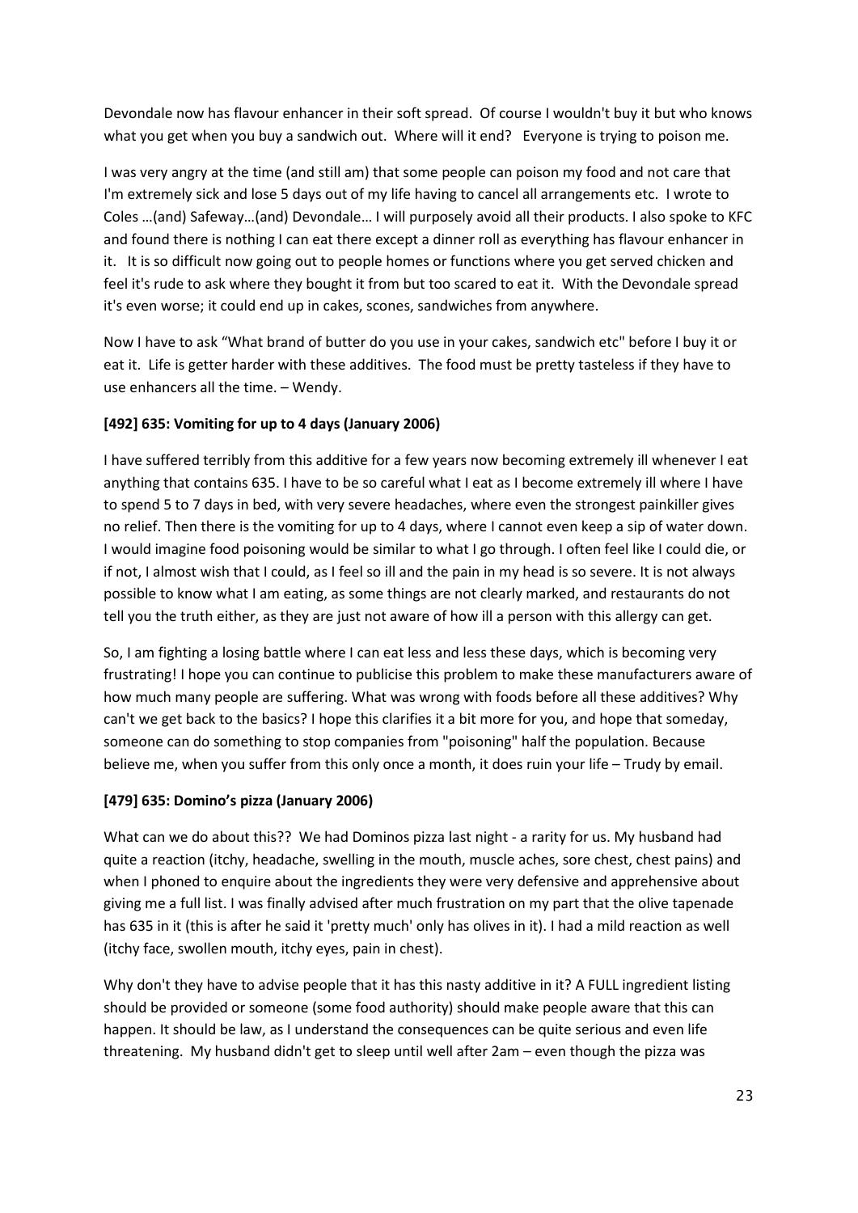Devondale now has flavour enhancer in their soft spread. Of course I wouldn't buy it but who knows what you get when you buy a sandwich out. Where will it end? Everyone is trying to poison me.

I was very angry at the time (and still am) that some people can poison my food and not care that I'm extremely sick and lose 5 days out of my life having to cancel all arrangements etc. I wrote to Coles …(and) Safeway…(and) Devondale… I will purposely avoid all their products. I also spoke to KFC and found there is nothing I can eat there except a dinner roll as everything has flavour enhancer in it. It is so difficult now going out to people homes or functions where you get served chicken and feel it's rude to ask where they bought it from but too scared to eat it. With the Devondale spread it's even worse; it could end up in cakes, scones, sandwiches from anywhere.

Now I have to ask "What brand of butter do you use in your cakes, sandwich etc" before I buy it or eat it. Life is getter harder with these additives. The food must be pretty tasteless if they have to use enhancers all the time. – Wendy.

**[492] 635: Vomiting for up to 4 days (January 2006)**

I have suffered terribly from this additive for a few years now becoming extremely ill whenever I eat anything that contains 635. I have to be so careful what I eat as I become extremely ill where I have to spend 5 to 7 days in bed, with very severe headaches, where even the strongest painkiller gives no relief. Then there is the vomiting for up to 4 days, where I cannot even keep a sip of water down. I would imagine food poisoning would be similar to what I go through. I often feel like I could die, or if not, I almost wish that I could, as I feel so ill and the pain in my head is so severe. It is not always possible to know what I am eating, as some things are not clearly marked, and restaurants do not tell you the truth either, as they are just not aware of how ill a person with this allergy can get.

So, I am fighting a losing battle where I can eat less and less these days, which is becoming very frustrating! I hope you can continue to publicise this problem to make these manufacturers aware of how much many people are suffering. What was wrong with foods before all these additives? Why can't we get back to the basics? I hope this clarifies it a bit more for you, and hope that someday, someone can do something to stop companies from "poisoning" half the population. Because believe me, when you suffer from this only once a month, it does ruin your life – Trudy by email.

**[479] 635: Domino's pizza (January 2006)**

What can we do about this?? We had Dominos pizza last night - a rarity for us. My husband had quite a reaction (itchy, headache, swelling in the mouth, muscle aches, sore chest, chest pains) and when I phoned to enquire about the ingredients they were very defensive and apprehensive about giving me a full list. I was finally advised after much frustration on my part that the olive tapenade has 635 in it (this is after he said it 'pretty much' only has olives in it). I had a mild reaction as well (itchy face, swollen mouth, itchy eyes, pain in chest).

Why don't they have to advise people that it has this nasty additive in it? A FULL ingredient listing should be provided or someone (some food authority) should make people aware that this can happen. It should be law, as I understand the consequences can be quite serious and even life threatening. My husband didn't get to sleep until well after 2am – even though the pizza was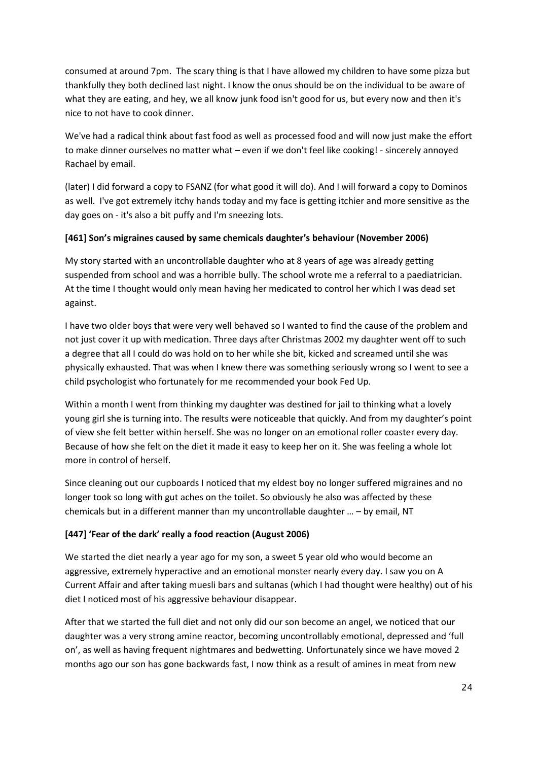consumed at around 7pm. The scary thing is that I have allowed my children to have some pizza but thankfully they both declined last night. I know the onus should be on the individual to be aware of what they are eating, and hey, we all know junk food isn't good for us, but every now and then it's nice to not have to cook dinner.

We've had a radical think about fast food as well as processed food and will now just make the effort to make dinner ourselves no matter what – even if we don't feel like cooking! - sincerely annoyed Rachael by email.

(later) I did forward a copy to FSANZ (for what good it will do). And I will forward a copy to Dominos as well. I've got extremely itchy hands today and my face is getting itchier and more sensitive as the day goes on - it's also a bit puffy and I'm sneezing lots.

**[461] Son's migraines caused by same chemicals daughter's behaviour (November 2006)**

My story started with an uncontrollable daughter who at 8 years of age was already getting suspended from school and was a horrible bully. The school wrote me a referral to a paediatrician. At the time I thought would only mean having her medicated to control her which I was dead set against.

I have two older boys that were very well behaved so I wanted to find the cause of the problem and not just cover it up with medication. Three days after Christmas 2002 my daughter went off to such a degree that all I could do was hold on to her while she bit, kicked and screamed until she was physically exhausted. That was when I knew there was something seriously wrong so I went to see a child psychologist who fortunately for me recommended your book Fed Up.

Within a month I went from thinking my daughter was destined for jail to thinking what a lovely young girl she is turning into. The results were noticeable that quickly. And from my daughter's point of view she felt better within herself. She was no longer on an emotional roller coaster every day. Because of how she felt on the diet it made it easy to keep her on it. She was feeling a whole lot more in control of herself.

Since cleaning out our cupboards I noticed that my eldest boy no longer suffered migraines and no longer took so long with gut aches on the toilet. So obviously he also was affected by these chemicals but in a different manner than my uncontrollable daughter … – by email, NT

**[447] 'Fear of the dark' really a food reaction (August 2006)**

We started the diet nearly a year ago for my son, a sweet 5 year old who would become an aggressive, extremely hyperactive and an emotional monster nearly every day. I saw you on A Current Affair and after taking muesli bars and sultanas (which I had thought were healthy) out of his diet I noticed most of his aggressive behaviour disappear.

After that we started the full diet and not only did our son become an angel, we noticed that our daughter was a very strong amine reactor, becoming uncontrollably emotional, depressed and 'full on', as well as having frequent nightmares and bedwetting. Unfortunately since we have moved 2 months ago our son has gone backwards fast, I now think as a result of amines in meat from new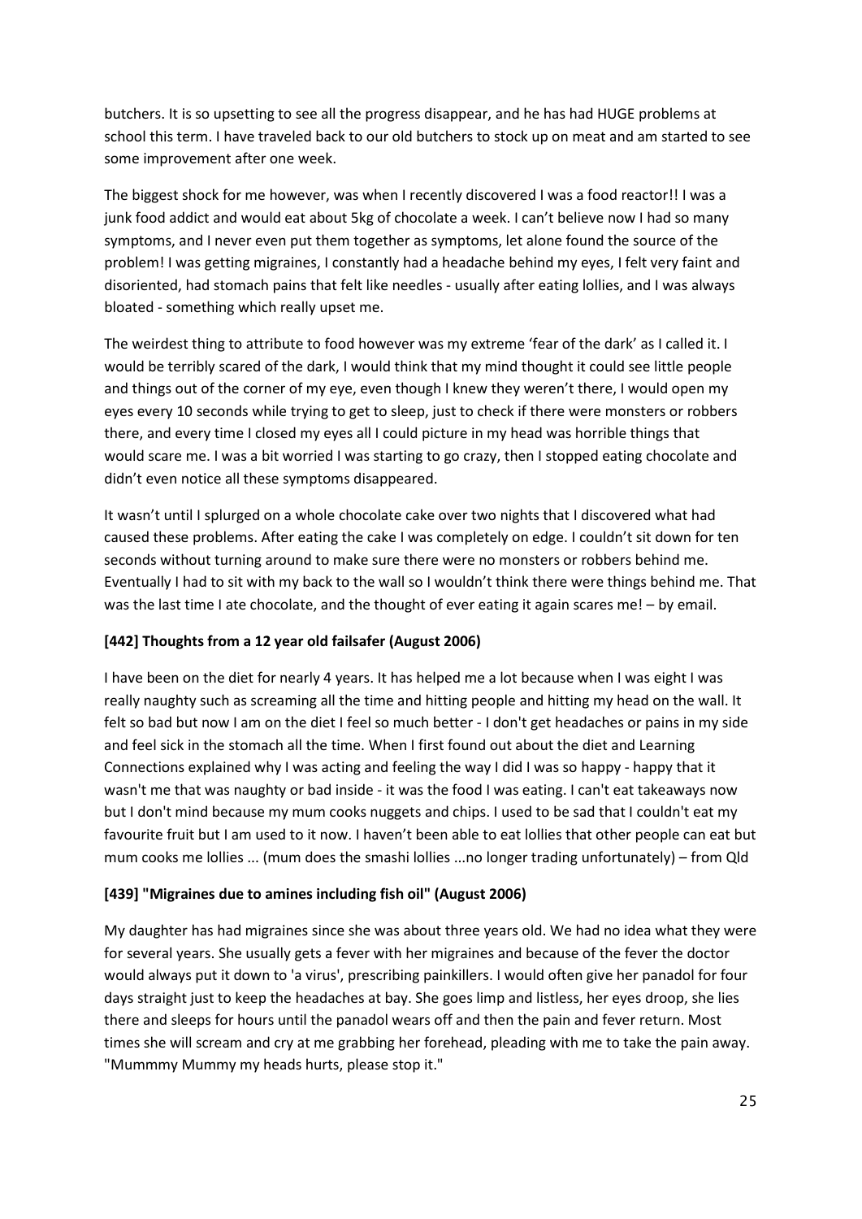butchers. It is so upsetting to see all the progress disappear, and he has had HUGE problems at school this term. I have traveled back to our old butchers to stock up on meat and am started to see some improvement after one week.

The biggest shock for me however, was when I recently discovered I was a food reactor!! I was a junk food addict and would eat about 5kg of chocolate a week. I can't believe now I had so many symptoms, and I never even put them together as symptoms, let alone found the source of the problem! I was getting migraines, I constantly had a headache behind my eyes, I felt very faint and disoriented, had stomach pains that felt like needles - usually after eating lollies, and I was always bloated - something which really upset me.

The weirdest thing to attribute to food however was my extreme 'fear of the dark' as I called it. I would be terribly scared of the dark, I would think that my mind thought it could see little people and things out of the corner of my eye, even though I knew they weren't there, I would open my eyes every 10 seconds while trying to get to sleep, just to check if there were monsters or robbers there, and every time I closed my eyes all I could picture in my head was horrible things that would scare me. I was a bit worried I was starting to go crazy, then I stopped eating chocolate and didn't even notice all these symptoms disappeared.

It wasn't until I splurged on a whole chocolate cake over two nights that I discovered what had caused these problems. After eating the cake I was completely on edge. I couldn't sit down for ten seconds without turning around to make sure there were no monsters or robbers behind me. Eventually I had to sit with my back to the wall so I wouldn't think there were things behind me. That was the last time I ate chocolate, and the thought of ever eating it again scares me! – by email.

**[442] Thoughts from a 12 year old failsafer (August 2006)**

I have been on the diet for nearly 4 years. It has helped me a lot because when I was eight I was really naughty such as screaming all the time and hitting people and hitting my head on the wall. It felt so bad but now I am on the diet I feel so much better - I don't get headaches or pains in my side and feel sick in the stomach all the time. When I first found out about the diet and Learning Connections explained why I was acting and feeling the way I did I was so happy - happy that it wasn't me that was naughty or bad inside - it was the food I was eating. I can't eat takeaways now but I don't mind because my mum cooks nuggets and chips. I used to be sad that I couldn't eat my favourite fruit but I am used to it now. I haven't been able to eat lollies that other people can eat but mum cooks me lollies ... (mum does the smashi lollies ...no longer trading unfortunately) – from Qld

**[439] "Migraines due to amines including fish oil" (August 2006)**

My daughter has had migraines since she was about three years old. We had no idea what they were for several years. She usually gets a fever with her migraines and because of the fever the doctor would always put it down to 'a virus', prescribing painkillers. I would often give her panadol for four days straight just to keep the headaches at bay. She goes limp and listless, her eyes droop, she lies there and sleeps for hours until the panadol wears off and then the pain and fever return. Most times she will scream and cry at me grabbing her forehead, pleading with me to take the pain away. "Mummmy Mummy my heads hurts, please stop it."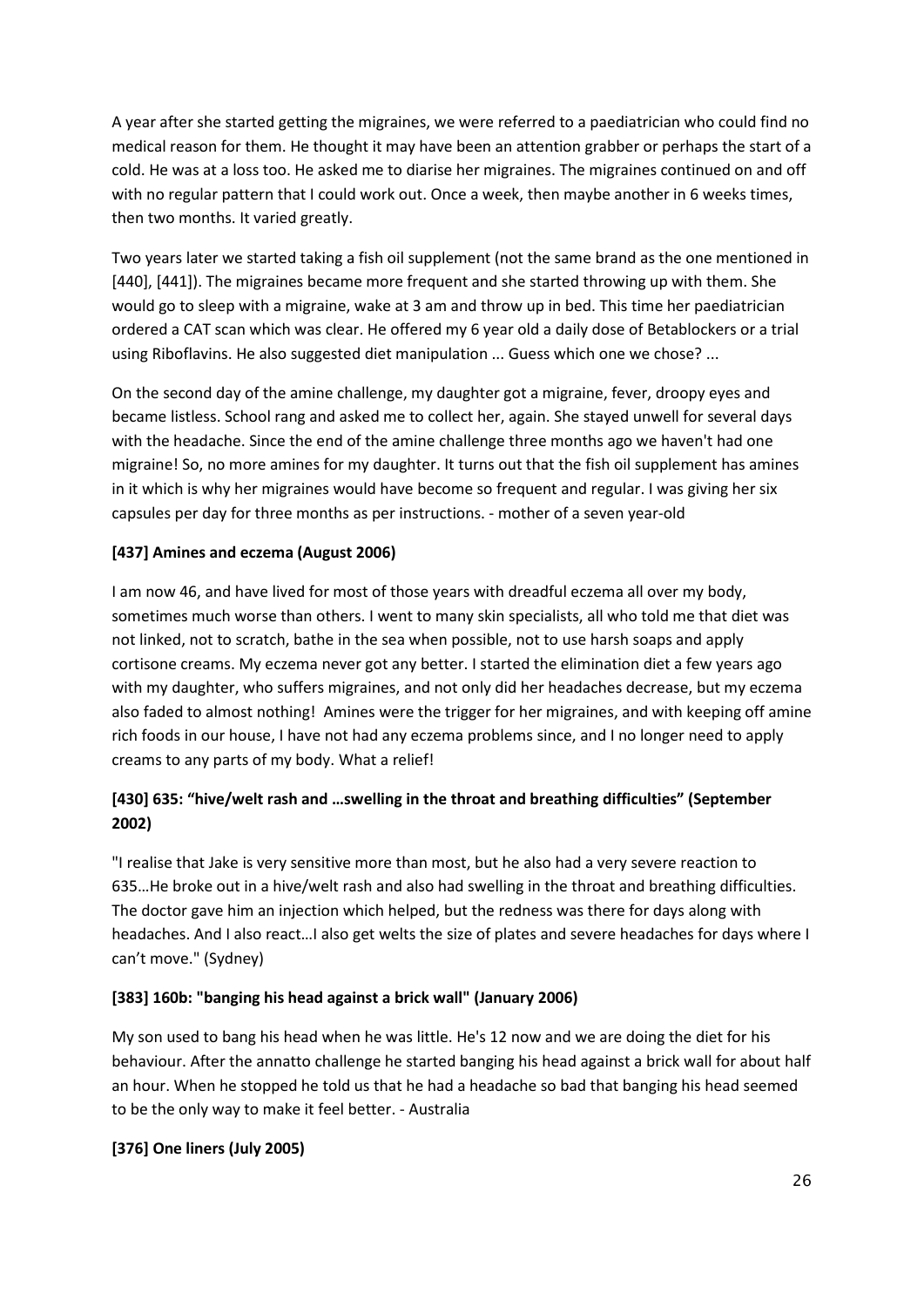A year after she started getting the migraines, we were referred to a paediatrician who could find no medical reason for them. He thought it may have been an attention grabber or perhaps the start of a cold. He was at a loss too. He asked me to diarise her migraines. The migraines continued on and off with no regular pattern that I could work out. Once a week, then maybe another in 6 weeks times, then two months. It varied greatly.

Two years later we started taking a fish oil supplement (not the same brand as the one mentioned in [440], [441]). The migraines became more frequent and she started throwing up with them. She would go to sleep with a migraine, wake at 3 am and throw up in bed. This time her paediatrician ordered a CAT scan which was clear. He offered my 6 year old a daily dose of Betablockers or a trial using Riboflavins. He also suggested diet manipulation ... Guess which one we chose? ...

On the second day of the amine challenge, my daughter got a migraine, fever, droopy eyes and became listless. School rang and asked me to collect her, again. She stayed unwell for several days with the headache. Since the end of the amine challenge three months ago we haven't had one migraine! So, no more amines for my daughter. It turns out that the fish oil supplement has amines in it which is why her migraines would have become so frequent and regular. I was giving her six capsules per day for three months as per instructions. - mother of a seven year-old

### [437] Amines and eczema (August 2006)

I am now 46, and have lived for most of those years with dreadful eczema all over my body, sometimes much worse than others. I went to many skin specialists, all who told me that diet was not linked, not to scratch, bathe in the sea when possible, not to use harsh soaps and apply cortisone creams. My eczema never got any better. I started the elimination diet a few years ago with my daughter, who suffers migraines, and not only did her headaches decrease, but my eczema also faded to almost nothing! Amines were the trigger for her migraines, and with keeping off amine rich foods in our house, I have not had any eczema problems since, and I no longer need to apply creams to any parts of my body. What a relief!

### [430] 635: "hive/welt rash and …swelling in the throat and breathing difficulties" (September 2002)

"I realise that Jake is very sensitive more than most, but he also had a very severe reaction to 635…He broke out in a hive/welt rash and also had swelling in the throat and breathing difficulties. The doctor gave him an injection which helped, but the redness was there for days along with headaches. And I also react…I also get welts the size of plates and severe headaches for days where I can't move." (Sydney)

### [383] 160b: "banging his head against a brick wall" (January 2006)

My son used to bang his head when he was little. He's 12 now and we are doing the diet for his behaviour. After the annatto challenge he started banging his head against a brick wall for about half an hour. When he stopped he told us that he had a headache so bad that banging his head seemed to be the only way to make it feel better. - Australia

### [376] One liners (July 2005)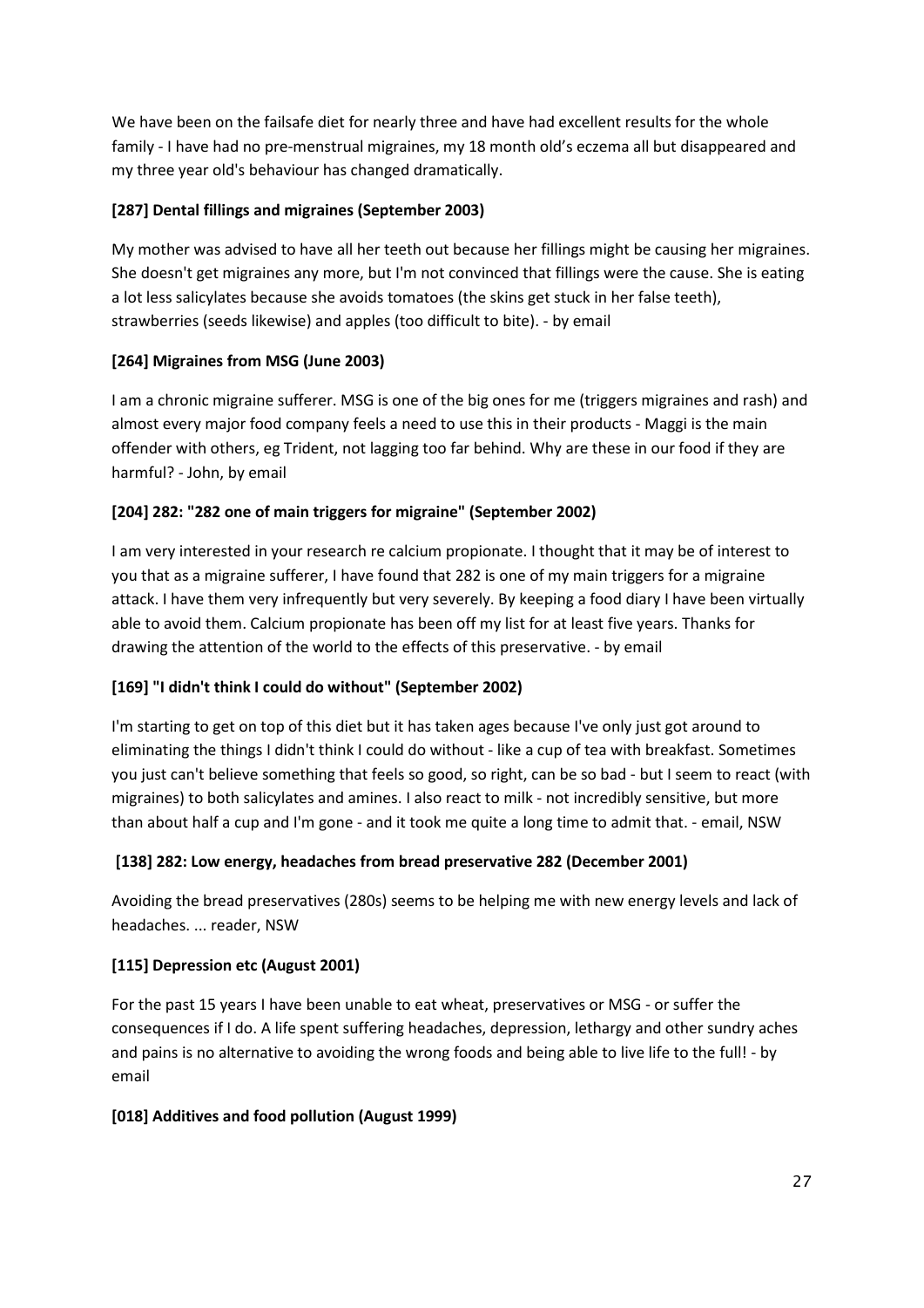We have been on the failsafe diet for nearly three and have had excellent results for the whole family - I have had no pre-menstrual migraines, my 18 month old's eczema all but disappeared and my three year old's behaviour has changed dramatically.

**[287] Dental fillings and migraines (September 2003)**

My mother was advised to have all her teeth out because her fillings might be causing her migraines. She doesn't get migraines any more, but I'm not convinced that fillings were the cause. She is eating a lot less salicylates because she avoids tomatoes (the skins get stuck in her false teeth), strawberries (seeds likewise) and apples (too difficult to bite). - by email

**[264] Migraines from MSG (June 2003)**

I am a chronic migraine sufferer. MSG is one of the big ones for me (triggers migraines and rash) and almost every major food company feels a need to use this in their products - Maggi is the main offender with others, eg Trident, not lagging too far behind. Why are these in our food if they are harmful? - John, by email

**[204] 282: "282 one of main triggers for migraine" (September 2002)**

I am very interested in your research re calcium propionate. I thought that it may be of interest to you that as a migraine sufferer, I have found that 282 is one of my main triggers for a migraine attack. I have them very infrequently but very severely. By keeping a food diary I have been virtually able to avoid them. Calcium propionate has been off my list for at least five years. Thanks for drawing the attention of the world to the effects of this preservative. - by email

**[169] "I didn't think I could do without" (September 2002)**

I'm starting to get on top of this diet but it has taken ages because I've only just got around to eliminating the things I didn't think I could do without - like a cup of tea with breakfast. Sometimes you just can't believe something that feels so good, so right, can be so bad - but I seem to react (with migraines) to both salicylates and amines. I also react to milk - not incredibly sensitive, but more than about half a cup and I'm gone - and it took me quite a long time to admit that. - email, NSW

**[138] 282: Low energy, headaches from bread preservative 282 (December 2001)**

Avoiding the bread preservatives (280s) seems to be helping me with new energy levels and lack of headaches. ... reader, NSW

**[115] Depression etc (August 2001)**

For the past 15 years I have been unable to eat wheat, preservatives or MSG - or suffer the consequences if I do. A life spent suffering headaches, depression, lethargy and other sundry aches and pains is no alternative to avoiding the wrong foods and being able to live life to the full! - by email

**[018] Additives and food pollution (August 1999)**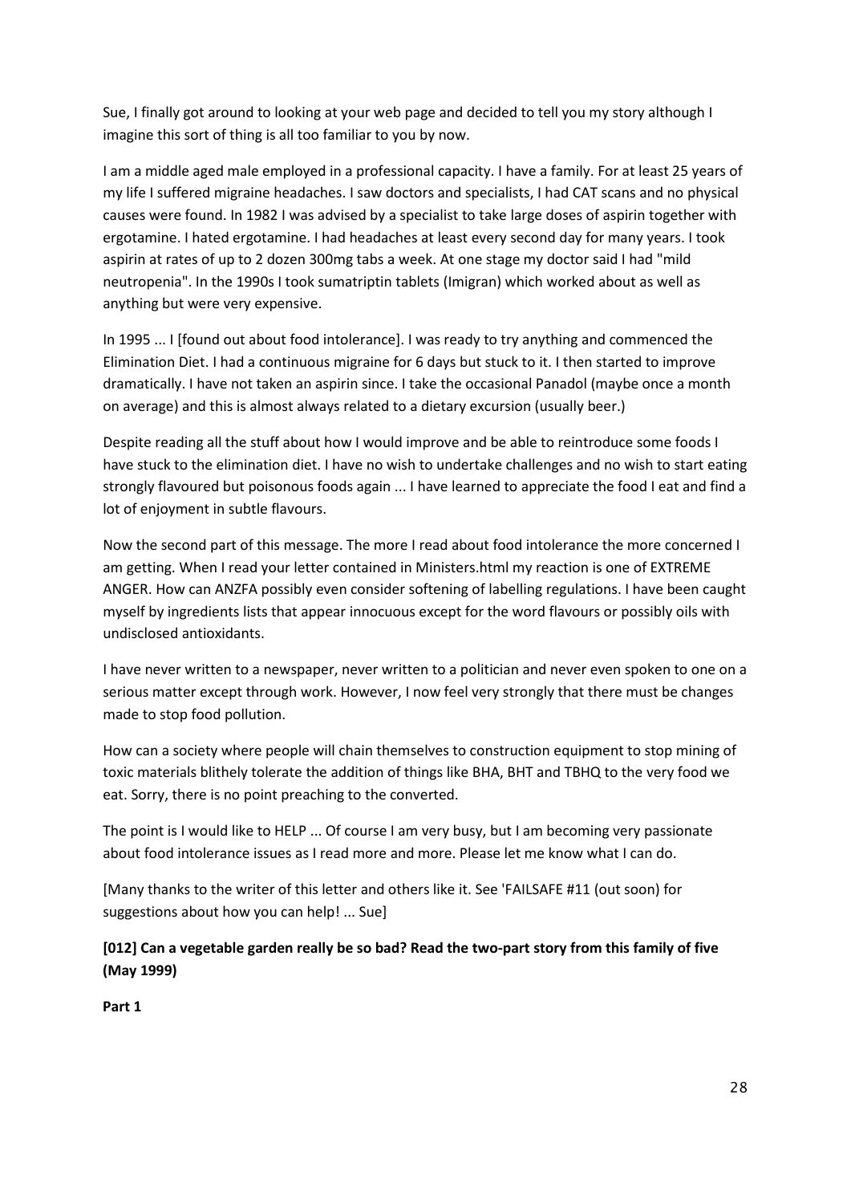Sue, I finally got around to looking at your web page and decided to tell you my story although I imagine this sort of thing is all too familiar to you by now.

I am a middle aged male employed in a professional capacity. I have a family. For at least 25 years of my life I suffered migraine headaches. I saw doctors and specialists, I had CAT scans and no physical causes were found. In 1982 I was advised by a specialist to take large doses of aspirin together with ergotamine. I hated ergotamine. I had headaches at least every second day for many years. I took aspirin at rates of up to 2 dozen 300mg tabs a week. At one stage my doctor said I had "mild neutropenia". In the 1990s I took sumatriptin tablets (Imigran) which worked about as well as anything but were very expensive.

In 1995 ... I [found out about food intolerance]. I was ready to try anything and commenced the Elimination Diet. I had a continuous migraine for 6 days but stuck to it. I then started to improve dramatically. I have not taken an aspirin since. I take the occasional Panadol (maybe once a month on average) and this is almost always related to a dietary excursion (usually beer.)

Despite reading all the stuff about how I would improve and be able to reintroduce some foods I have stuck to the elimination diet. I have no wish to undertake challenges and no wish to start eating strongly flavoured but poisonous foods again ... I have learned to appreciate the food I eat and find a lot of enjoyment in subtle flavours.

Now the second part of this message. The more I read about food intolerance the more concerned I am getting. When I read your letter contained in Ministers.html my reaction is one of EXTREME ANGER. How can ANZFA possibly even consider softening of labelling regulations. I have been caught myself by ingredients lists that appear innocuous except for the word flavours or possibly oils with undisclosed antioxidants.

I have never written to a newspaper, never written to a politician and never even spoken to one on a serious matter except through work. However, I now feel very strongly that there must be changes made to stop food pollution.

How can a society where people will chain themselves to construction equipment to stop mining of toxic materials blithely tolerate the addition of things like BHA, BHT and TBHQ to the very food we eat. Sorry, there is no point preaching to the converted.

The point is I would like to HELP ... Of course I am very busy, but I am becoming very passionate about food intolerance issues as I read more and more. Please let me know what I can do.

[Many thanks to the writer of this letter and others like it. See 'FAILSAFE #11 (out soon) for suggestions about how you can help! ... Sue]

**[012] Can a vegetable garden really be so bad? Read the two-part story from this family of five (May 1999)**

**Part 1**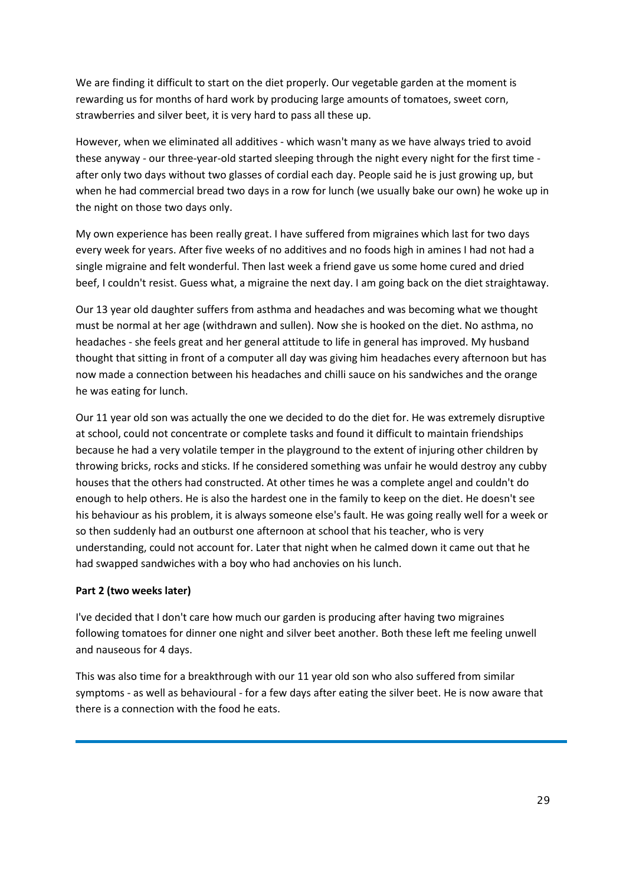We are finding it difficult to start on the diet properly. Our vegetable garden at the moment is rewarding us for months of hard work by producing large amounts of tomatoes, sweet corn, strawberries and silver beet, it is very hard to pass all these up.

However, when we eliminated all additives - which wasn't many as we have always tried to avoid these anyway - our three-year-old started sleeping through the night every night for the first time - after only two days without two glasses of cordial each day. People said he is just growing up, but when he had commercial bread two days in a row for lunch (we usually bake our own) he woke up in the night on those two days only.

My own experience has been really great. I have suffered from migraines which last for two days every week for years. After five weeks of no additives and no foods high in amines I had not had a single migraine and felt wonderful. Then last week a friend gave us some home cured and dried beef, I couldn't resist. Guess what, a migraine the next day. I am going back on the diet straightaway.

Our 13 year old daughter suffers from asthma and headaches and was becoming what we thought must be normal at her age (withdrawn and sullen). Now she is hooked on the diet. No asthma, no headaches - she feels great and her general attitude to life in general has improved. My husband thought that sitting in front of a computer all day was giving him headaches every afternoon but has now made a connection between his headaches and chilli sauce on his sandwiches and the orange he was eating for lunch.

Our 11 year old son was actually the one we decided to do the diet for. He was extremely disruptive at school, could not concentrate or complete tasks and found it difficult to maintain friendships because he had a very volatile temper in the playground to the extent of injuring other children by throwing bricks, rocks and sticks. If he considered something was unfair he would destroy any cubby houses that the others had constructed. At other times he was a complete angel and couldn't do enough to help others. He is also the hardest one in the family to keep on the diet. He doesn't see his behaviour as his problem, it is always someone else's fault. He was going really well for a week or so then suddenly had an outburst one afternoon at school that his teacher, who is very understanding, could not account for. Later that night when he calmed down it came out that he had swapped sandwiches with a boy who had anchovies on his lunch.

**Part 2 (two weeks later)**

I've decided that I don't care how much our garden is producing after having two migraines following tomatoes for dinner one night and silver beet another. Both these left me feeling unwell and nauseous for 4 days.

This was also time for a breakthrough with our 11 year old son who also suffered from similar symptoms - as well as behavioural - for a few days after eating the silver beet. He is now aware that there is a connection with the food he eats.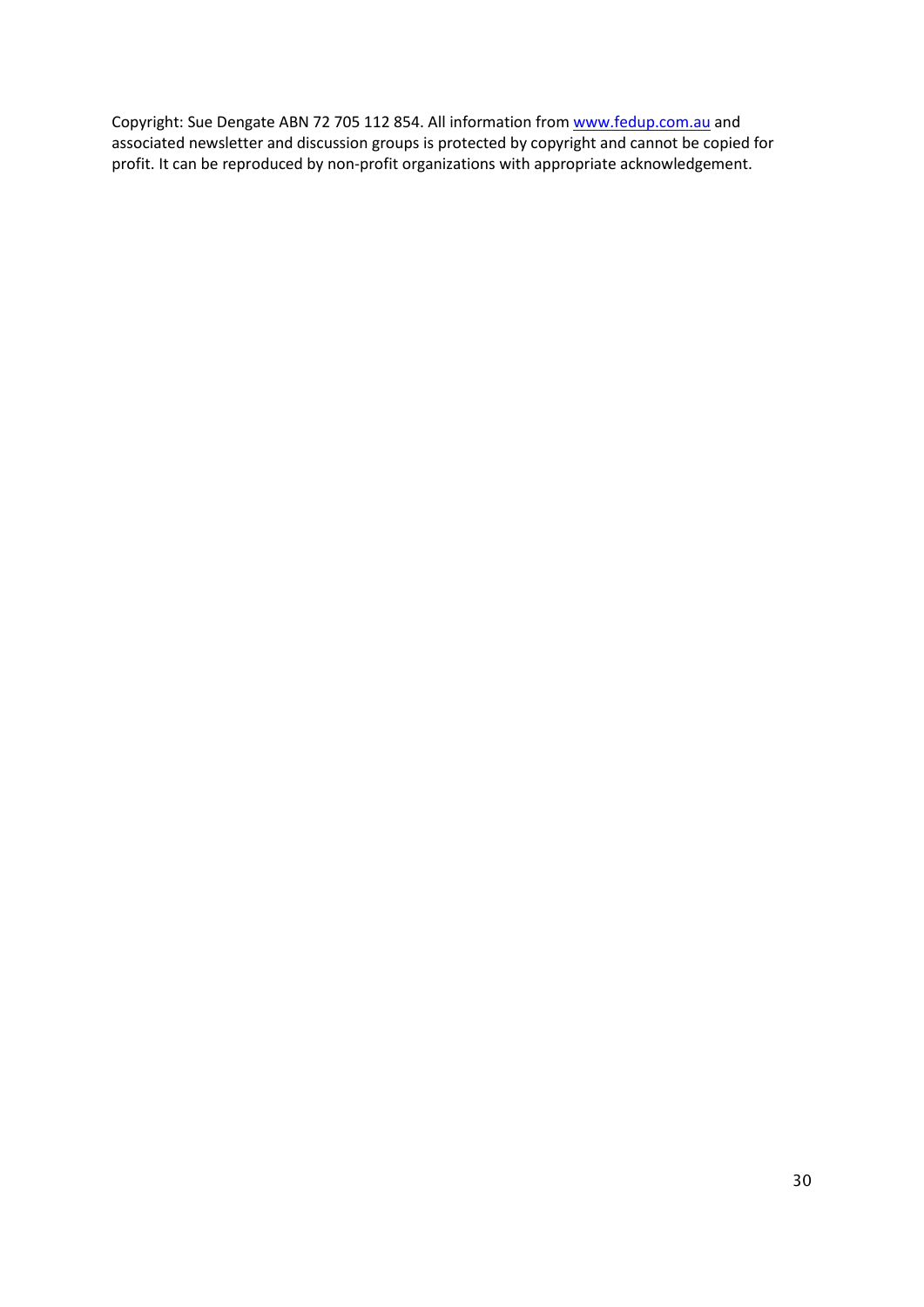Copyright: Sue Dengate ABN 72 705 112 854. All information from [www.fedup.com.au](http://www.fedup.com.au) and associated newsletter and discussion groups is protected by copyright and cannot be copied for profit. It can be reproduced by non-profit organizations with appropriate acknowledgement.